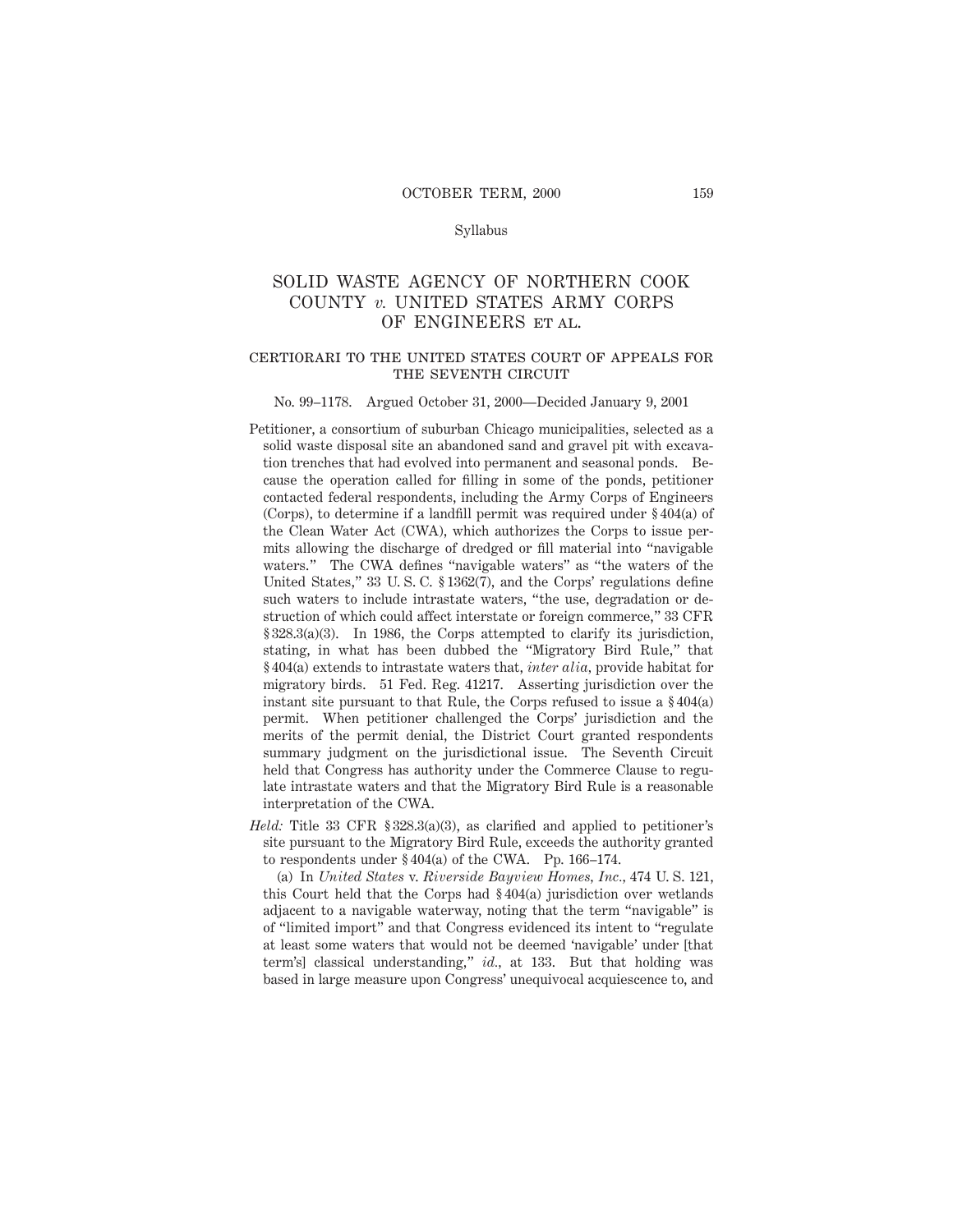Syllabus

# SOLID WASTE AGENCY OF NORTHERN COOK COUNTY *v.* UNITED STATES ARMY CORPS OF ENGINEERS ET AL.

## CERTIORARI TO THE UNITED STATES COURT OF APPEALS FOR THE SEVENTH CIRCUIT

No. 99–1178. Argued October 31, 2000—Decided January 9, 2001

Petitioner, a consortium of suburban Chicago municipalities, selected as a solid waste disposal site an abandoned sand and gravel pit with excavation trenches that had evolved into permanent and seasonal ponds. Because the operation called for filling in some of the ponds, petitioner contacted federal respondents, including the Army Corps of Engineers (Corps), to determine if a landfill permit was required under § 404(a) of the Clean Water Act (CWA), which authorizes the Corps to issue permits allowing the discharge of dredged or fill material into "navigable waters." The CWA defines "navigable waters" as "the waters of the United States," 33 U. S. C. § 1362(7), and the Corps' regulations define such waters to include intrastate waters, "the use, degradation or destruction of which could affect interstate or foreign commerce," 33 CFR § 328.3(a)(3). In 1986, the Corps attempted to clarify its jurisdiction, stating, in what has been dubbed the "Migratory Bird Rule," that § 404(a) extends to intrastate waters that, *inter alia*, provide habitat for migratory birds. 51 Fed. Reg. 41217. Asserting jurisdiction over the instant site pursuant to that Rule, the Corps refused to issue a § 404(a) permit. When petitioner challenged the Corps' jurisdiction and the merits of the permit denial, the District Court granted respondents summary judgment on the jurisdictional issue. The Seventh Circuit held that Congress has authority under the Commerce Clause to regulate intrastate waters and that the Migratory Bird Rule is a reasonable interpretation of the CWA.

*Held:* Title 33 CFR § 328.3(a)(3), as clarified and applied to petitioner's site pursuant to the Migratory Bird Rule, exceeds the authority granted to respondents under § 404(a) of the CWA. Pp. 166–174.

(a) In *United States* v. *Riverside Bayview Homes, Inc.,* 474 U. S. 121, this Court held that the Corps had § 404(a) jurisdiction over wetlands adjacent to a navigable waterway, noting that the term "navigable" is of "limited import" and that Congress evidenced its intent to "regulate at least some waters that would not be deemed 'navigable' under [that term's] classical understanding," *id.,* at 133. But that holding was based in large measure upon Congress' unequivocal acquiescence to, and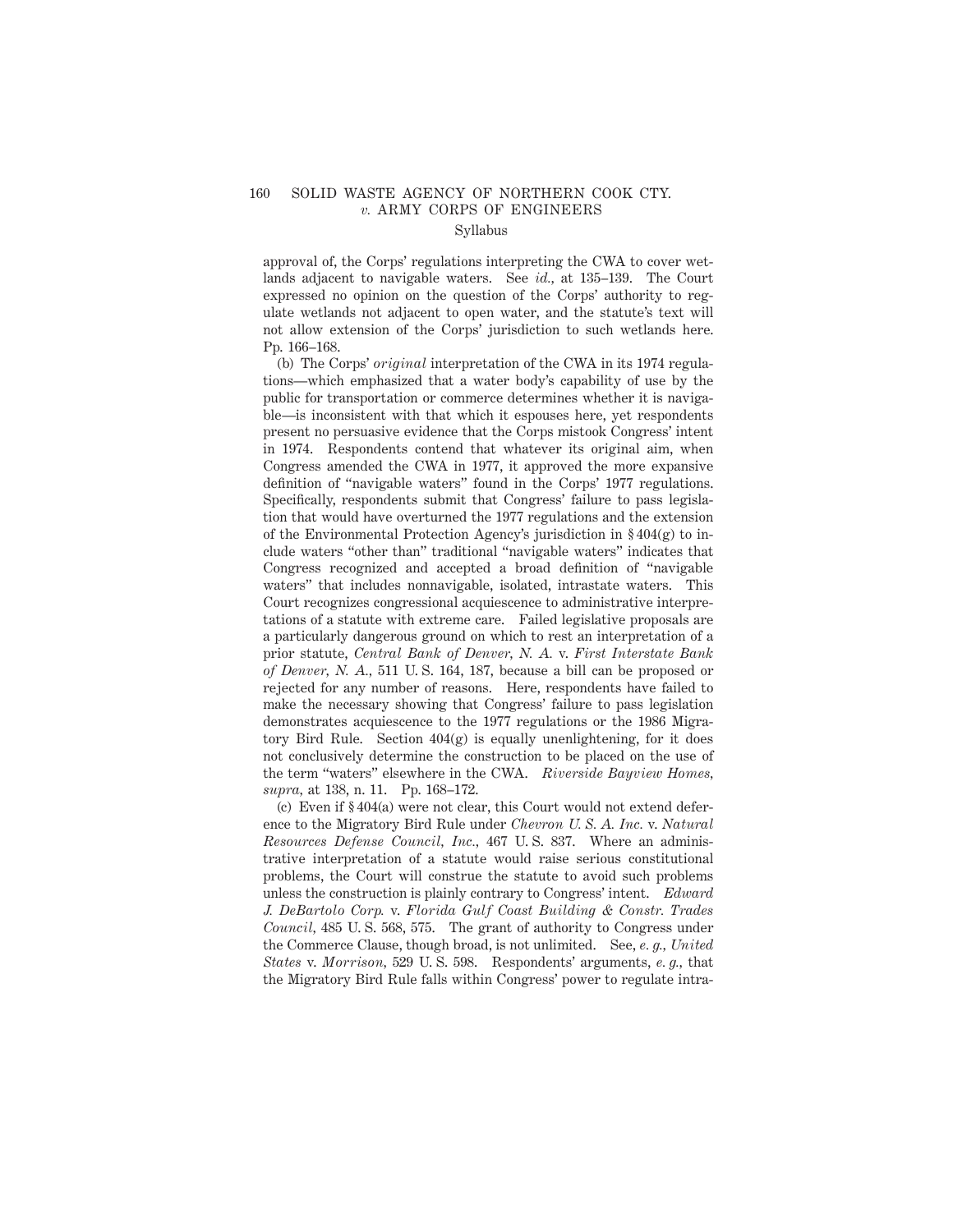approval of, the Corps' regulations interpreting the CWA to cover wetlands adjacent to navigable waters. See *id.,* at 135–139. The Court expressed no opinion on the question of the Corps' authority to regulate wetlands not adjacent to open water, and the statute's text will not allow extension of the Corps' jurisdiction to such wetlands here. Pp. 166–168.

(b) The Corps' *original* interpretation of the CWA in its 1974 regulations—which emphasized that a water body's capability of use by the public for transportation or commerce determines whether it is navigable—is inconsistent with that which it espouses here, yet respondents present no persuasive evidence that the Corps mistook Congress' intent in 1974. Respondents contend that whatever its original aim, when Congress amended the CWA in 1977, it approved the more expansive definition of "navigable waters" found in the Corps' 1977 regulations. Specifically, respondents submit that Congress' failure to pass legislation that would have overturned the 1977 regulations and the extension of the Environmental Protection Agency's jurisdiction in § 404(g) to include waters "other than" traditional "navigable waters" indicates that Congress recognized and accepted a broad definition of "navigable waters" that includes nonnavigable, isolated, intrastate waters. This Court recognizes congressional acquiescence to administrative interpretations of a statute with extreme care. Failed legislative proposals are a particularly dangerous ground on which to rest an interpretation of a prior statute, *Central Bank of Denver, N. A.* v. *First Interstate Bank of Denver, N. A.,* 511 U. S. 164, 187, because a bill can be proposed or rejected for any number of reasons. Here, respondents have failed to make the necessary showing that Congress' failure to pass legislation demonstrates acquiescence to the 1977 regulations or the 1986 Migratory Bird Rule. Section 404(g) is equally unenlightening, for it does not conclusively determine the construction to be placed on the use of the term "waters" elsewhere in the CWA. *Riverside Bayview Homes, supra,* at 138, n. 11. Pp. 168–172.

(c) Even if § 404(a) were not clear, this Court would not extend deference to the Migratory Bird Rule under *Chevron U. S. A. Inc.* v. *Natural Resources Defense Council, Inc.,* 467 U. S. 837. Where an administrative interpretation of a statute would raise serious constitutional problems, the Court will construe the statute to avoid such problems unless the construction is plainly contrary to Congress' intent. *Edward J. DeBartolo Corp.* v. *Florida Gulf Coast Building & Constr. Trades Council,* 485 U. S. 568, 575. The grant of authority to Congress under the Commerce Clause, though broad, is not unlimited. See, *e. g., United States* v. *Morrison,* 529 U. S. 598. Respondents' arguments, *e. g.,* that the Migratory Bird Rule falls within Congress' power to regulate intra-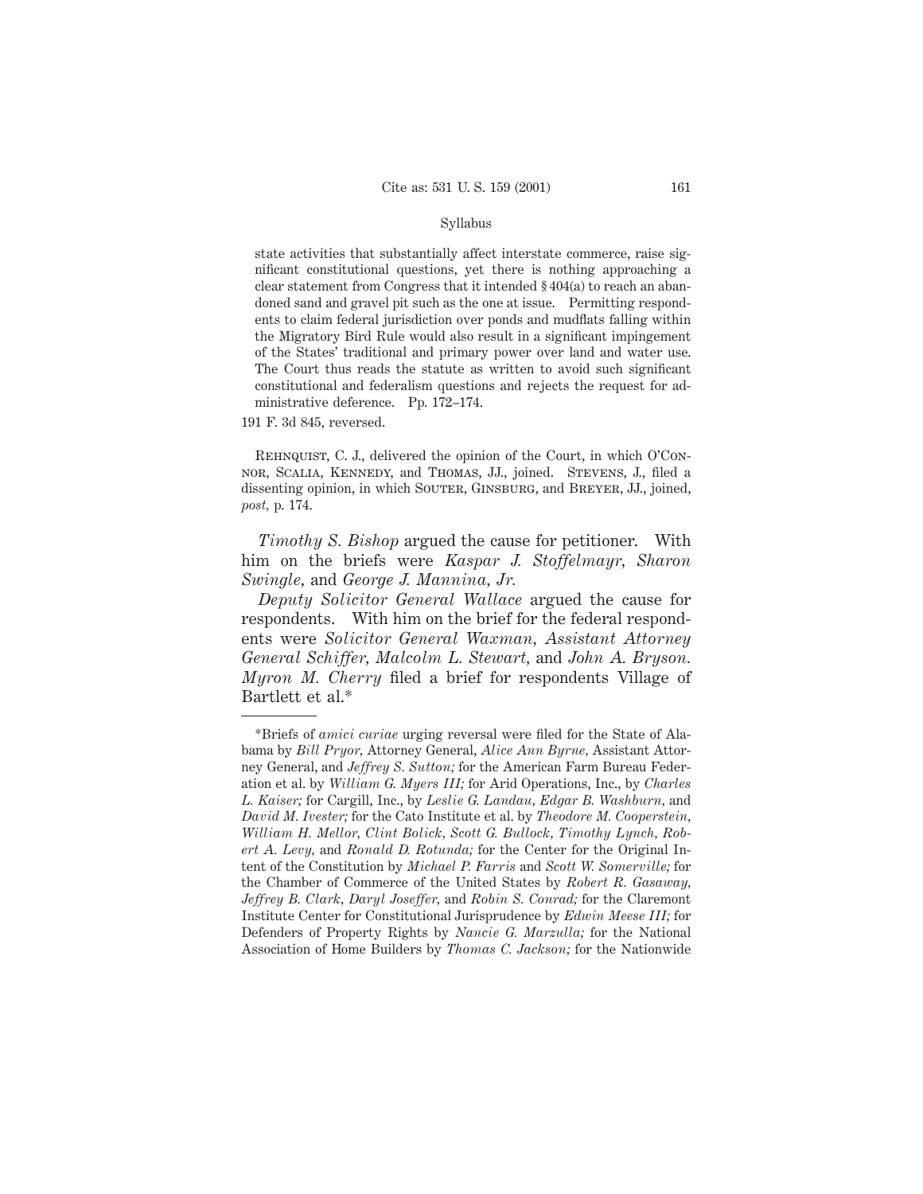state activities that substantially affect interstate commerce, raise significant constitutional questions, yet there is nothing approaching a clear statement from Congress that it intended § 404(a) to reach an abandoned sand and gravel pit such as the one at issue. Permitting respondents to claim federal jurisdiction over ponds and mudflats falling within the Migratory Bird Rule would also result in a significant impingement of the States' traditional and primary power over land and water use. The Court thus reads the statute as written to avoid such significant constitutional and federalism questions and rejects the request for administrative deference. Pp. 172–174.

191 F. 3d 845, reversed.

Rehnquist, C. J., delivered the opinion of the Court, in which O'Connor, Scalia, Kennedy, and Thomas, JJ., joined. Stevens, J., filed a dissenting opinion, in which Souter, Ginsburg, and Breyer, JJ., joined, *post,* p. 174.

*Timothy S. Bishop* argued the cause for petitioner. With him on the briefs were *Kaspar J. Stoffelmayr, Sharon Swingle,* and *George J. Mannina, Jr.*

*Deputy Solicitor General Wallace* argued the cause for respondents. With him on the brief for the federal respondents were *Solicitor General Waxman, Assistant Attorney General Schiffer, Malcolm L. Stewart,* and *John A. Bryson. Myron M. Cherry* filed a brief for respondents Village of Bartlett et al.*

---

*Briefs of *amici curiae* urging reversal were filed for the State of Alabama by *Bill Pryor,* Attorney General, *Alice Ann Byrne,* Assistant Attorney General, and *Jeffrey S. Sutton;* for the American Farm Bureau Federation et al. by *William G. Myers III;* for Arid Operations, Inc., by *Charles L. Kaiser;* for Cargill, Inc., by *Leslie G. Landau, Edgar B. Washburn,* and *David M. Ivester;* for the Cato Institute et al. by *Theodore M. Cooperstein, William H. Mellor, Clint Bolick, Scott G. Bullock, Timothy Lynch, Robert A. Levy,* and *Ronald D. Rotunda;* for the Center for the Original Intent of the Constitution by *Michael P. Farris* and *Scott W. Somerville;* for the Chamber of Commerce of the United States by *Robert R. Gasaway, Jeffrey B. Clark, Daryl Joseffer,* and *Robin S. Conrad;* for the Claremont Institute Center for Constitutional Jurisprudence by *Edwin Meese III;* for Defenders of Property Rights by *Nancie G. Marzulla;* for the National Association of Home Builders by *Thomas C. Jackson;* for the Nationwide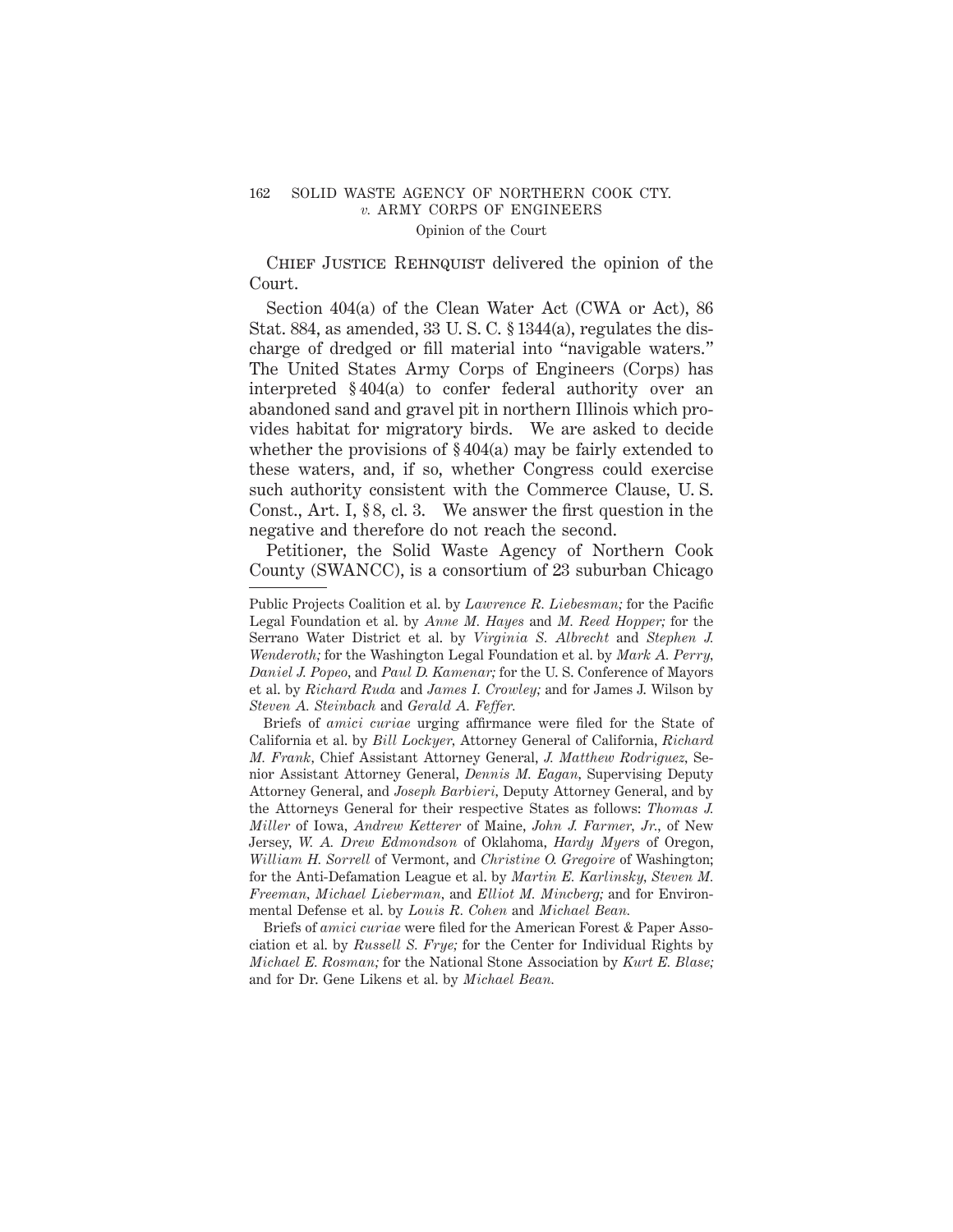Chief Justice Rehnquist delivered the opinion of the Court.

Section 404(a) of the Clean Water Act (CWA or Act), 86 Stat. 884, as amended, 33 U. S. C. § 1344(a), regulates the discharge of dredged or fill material into "navigable waters." The United States Army Corps of Engineers (Corps) has interpreted § 404(a) to confer federal authority over an abandoned sand and gravel pit in northern Illinois which provides habitat for migratory birds. We are asked to decide whether the provisions of § 404(a) may be fairly extended to these waters, and, if so, whether Congress could exercise such authority consistent with the Commerce Clause, U. S. Const., Art. I, § 8, cl. 3. We answer the first question in the negative and therefore do not reach the second.

Petitioner, the Solid Waste Agency of Northern Cook County (SWANCC), is a consortium of 23 suburban Chicago

---

Public Projects Coalition et al. by *Lawrence R. Liebesman;* for the Pacific Legal Foundation et al. by *Anne M. Hayes* and *M. Reed Hopper;* for the Serrano Water District et al. by *Virginia S. Albrecht* and *Stephen J. Wenderoth;* for the Washington Legal Foundation et al. by *Mark A. Perry, Daniel J. Popeo,* and *Paul D. Kamenar;* for the U. S. Conference of Mayors et al. by *Richard Ruda* and *James I. Crowley;* and for James J. Wilson by *Steven A. Steinbach* and *Gerald A. Feffer.*

Briefs of *amici curiae* urging affirmance were filed for the State of California et al. by *Bill Lockyer,* Attorney General of California, *Richard M. Frank,* Chief Assistant Attorney General, *J. Matthew Rodriguez,* Senior Assistant Attorney General, *Dennis M. Eagan,* Supervising Deputy Attorney General, and *Joseph Barbieri,* Deputy Attorney General, and by the Attorneys General for their respective States as follows: *Thomas J. Miller* of Iowa, *Andrew Ketterer* of Maine, *John J. Farmer, Jr.,* of New Jersey, *W. A. Drew Edmondson* of Oklahoma, *Hardy Myers* of Oregon, *William H. Sorrell* of Vermont, and *Christine O. Gregoire* of Washington; for the Anti-Defamation League et al. by *Martin E. Karlinsky, Steven M. Freeman, Michael Lieberman,* and *Elliot M. Mincberg;* and for Environmental Defense et al. by *Louis R. Cohen* and *Michael Bean.*

Briefs of *amici curiae* were filed for the American Forest & Paper Association et al. by *Russell S. Frye;* for the Center for Individual Rights by *Michael E. Rosman;* for the National Stone Association by *Kurt E. Blase;* and for Dr. Gene Likens et al. by *Michael Bean.*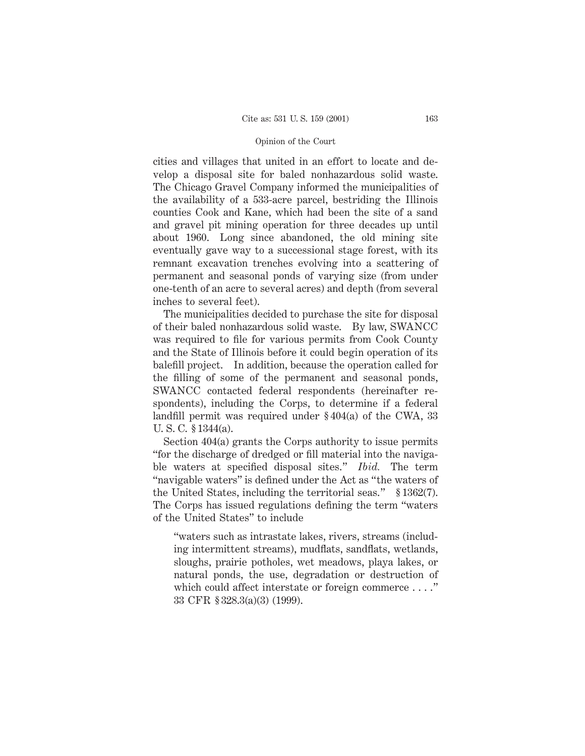cities and villages that united in an effort to locate and develop a disposal site for baled nonhazardous solid waste. The Chicago Gravel Company informed the municipalities of the availability of a 533-acre parcel, bestriding the Illinois counties Cook and Kane, which had been the site of a sand and gravel pit mining operation for three decades up until about 1960. Long since abandoned, the old mining site eventually gave way to a successional stage forest, with its remnant excavation trenches evolving into a scattering of permanent and seasonal ponds of varying size (from under one-tenth of an acre to several acres) and depth (from several inches to several feet).

The municipalities decided to purchase the site for disposal of their baled nonhazardous solid waste. By law, SWANCC was required to file for various permits from Cook County and the State of Illinois before it could begin operation of its balefill project. In addition, because the operation called for the filling of some of the permanent and seasonal ponds, SWANCC contacted federal respondents (hereinafter respondents), including the Corps, to determine if a federal landfill permit was required under § 404(a) of the CWA, 33 U. S. C. § 1344(a).

Section 404(a) grants the Corps authority to issue permits "for the discharge of dredged or fill material into the navigable waters at specified disposal sites." *Ibid.* The term "navigable waters" is defined under the Act as "the waters of the United States, including the territorial seas." § 1362(7). The Corps has issued regulations defining the term "waters of the United States" to include

> "waters such as intrastate lakes, rivers, streams (including intermittent streams), mudflats, sandflats, wetlands, sloughs, prairie potholes, wet meadows, playa lakes, or natural ponds, the use, degradation or destruction of which could affect interstate or foreign commerce . . . ." 33 CFR § 328.3(a)(3) (1999).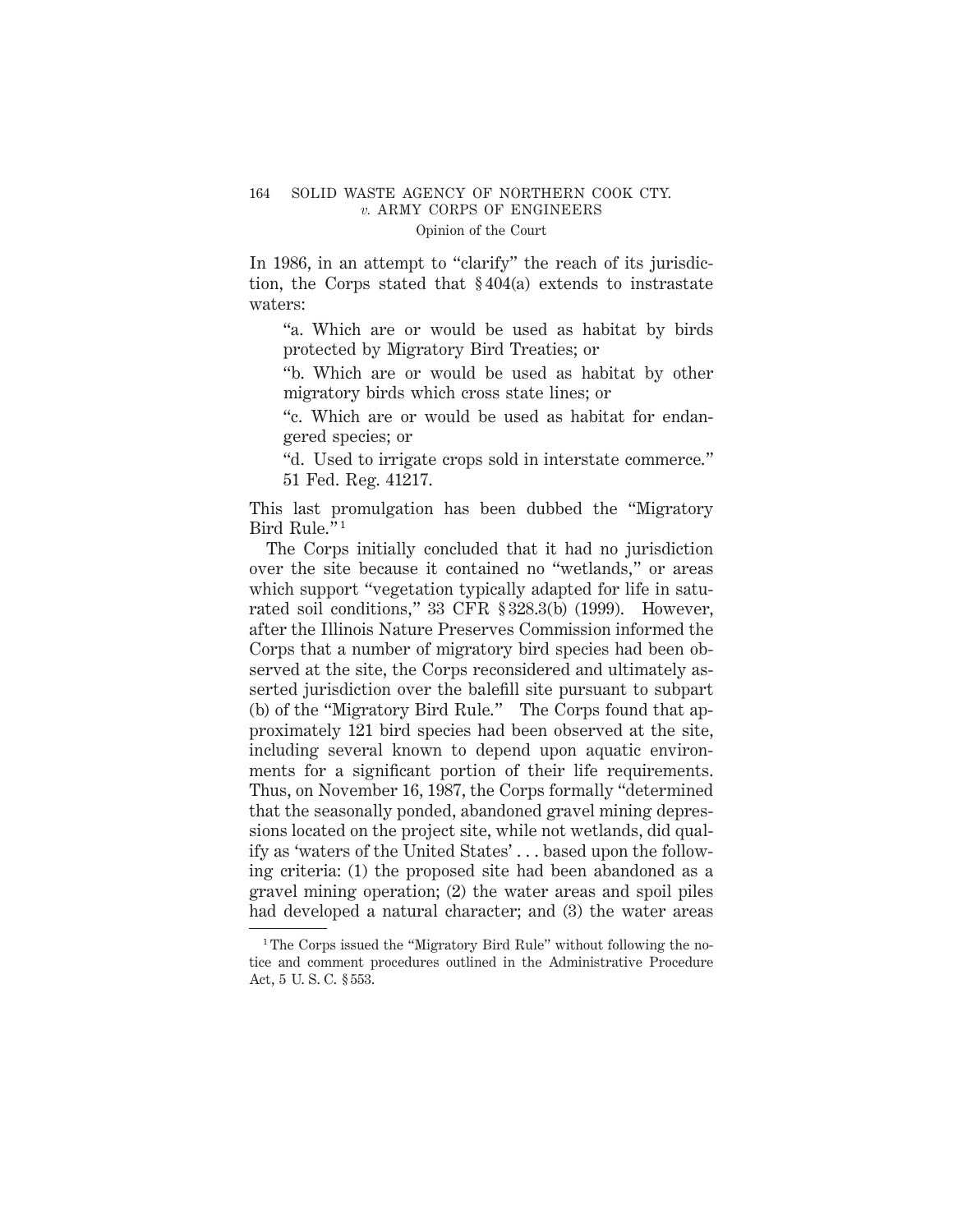In 1986, in an attempt to "clarify" the reach of its jurisdiction, the Corps stated that § 404(a) extends to instrastate waters:

> "a. Which are or would be used as habitat by birds protected by Migratory Bird Treaties; or
>
> "b. Which are or would be used as habitat by other migratory birds which cross state lines; or
>
> "c. Which are or would be used as habitat for endangered species; or
>
> "d. Used to irrigate crops sold in interstate commerce." 51 Fed. Reg. 41217.

This last promulgation has been dubbed the "Migratory Bird Rule."[1]

The Corps initially concluded that it had no jurisdiction over the site because it contained no "wetlands," or areas which support "vegetation typically adapted for life in saturated soil conditions," 33 CFR § 328.3(b) (1999). However, after the Illinois Nature Preserves Commission informed the Corps that a number of migratory bird species had been observed at the site, the Corps reconsidered and ultimately asserted jurisdiction over the balefill site pursuant to subpart (b) of the "Migratory Bird Rule." The Corps found that approximately 121 bird species had been observed at the site, including several known to depend upon aquatic environments for a significant portion of their life requirements. Thus, on November 16, 1987, the Corps formally "determined that the seasonally ponded, abandoned gravel mining depressions located on the project site, while not wetlands, did qualify as 'waters of the United States' . . . based upon the following criteria: (1) the proposed site had been abandoned as a gravel mining operation; (2) the water areas and spoil piles had developed a natural character; and (3) the water areas

---

[1] The Corps issued the "Migratory Bird Rule" without following the notice and comment procedures outlined in the Administrative Procedure Act, 5 U. S. C. § 553.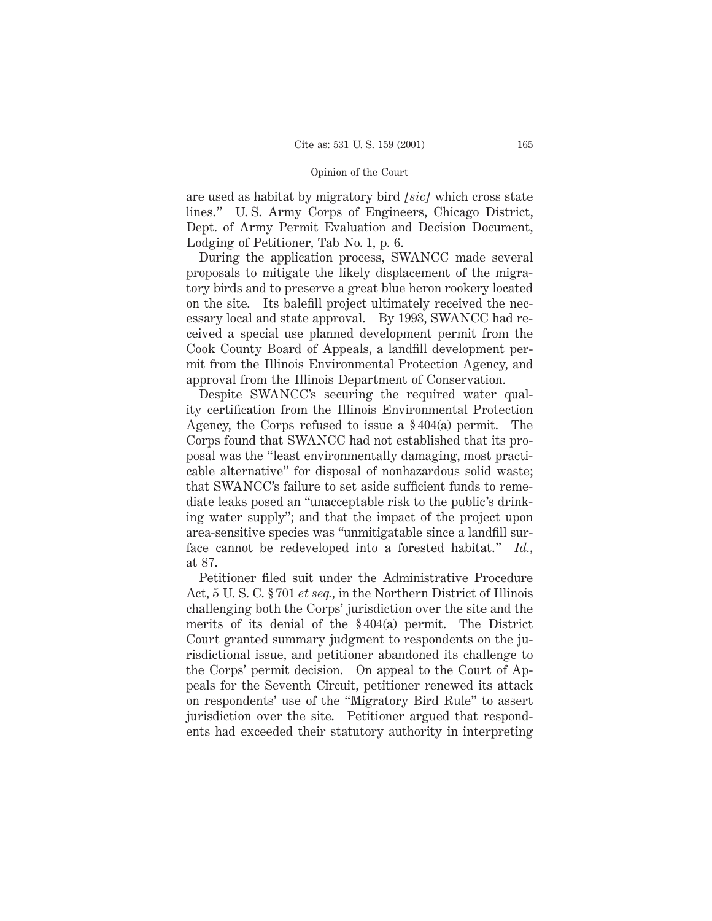are used as habitat by migratory bird *[sic]* which cross state lines." U. S. Army Corps of Engineers, Chicago District, Dept. of Army Permit Evaluation and Decision Document, Lodging of Petitioner, Tab No. 1, p. 6.

During the application process, SWANCC made several proposals to mitigate the likely displacement of the migratory birds and to preserve a great blue heron rookery located on the site. Its balefill project ultimately received the necessary local and state approval. By 1993, SWANCC had received a special use planned development permit from the Cook County Board of Appeals, a landfill development permit from the Illinois Environmental Protection Agency, and approval from the Illinois Department of Conservation.

Despite SWANCC's securing the required water quality certification from the Illinois Environmental Protection Agency, the Corps refused to issue a § 404(a) permit. The Corps found that SWANCC had not established that its proposal was the "least environmentally damaging, most practicable alternative" for disposal of nonhazardous solid waste; that SWANCC's failure to set aside sufficient funds to remediate leaks posed an "unacceptable risk to the public's drinking water supply"; and that the impact of the project upon area-sensitive species was "unmitigatable since a landfill surface cannot be redeveloped into a forested habitat." *Id.*, at 87.

Petitioner filed suit under the Administrative Procedure Act, 5 U. S. C. § 701 *et seq.*, in the Northern District of Illinois challenging both the Corps' jurisdiction over the site and the merits of its denial of the § 404(a) permit. The District Court granted summary judgment to respondents on the jurisdictional issue, and petitioner abandoned its challenge to the Corps' permit decision. On appeal to the Court of Appeals for the Seventh Circuit, petitioner renewed its attack on respondents' use of the "Migratory Bird Rule" to assert jurisdiction over the site. Petitioner argued that respondents had exceeded their statutory authority in interpreting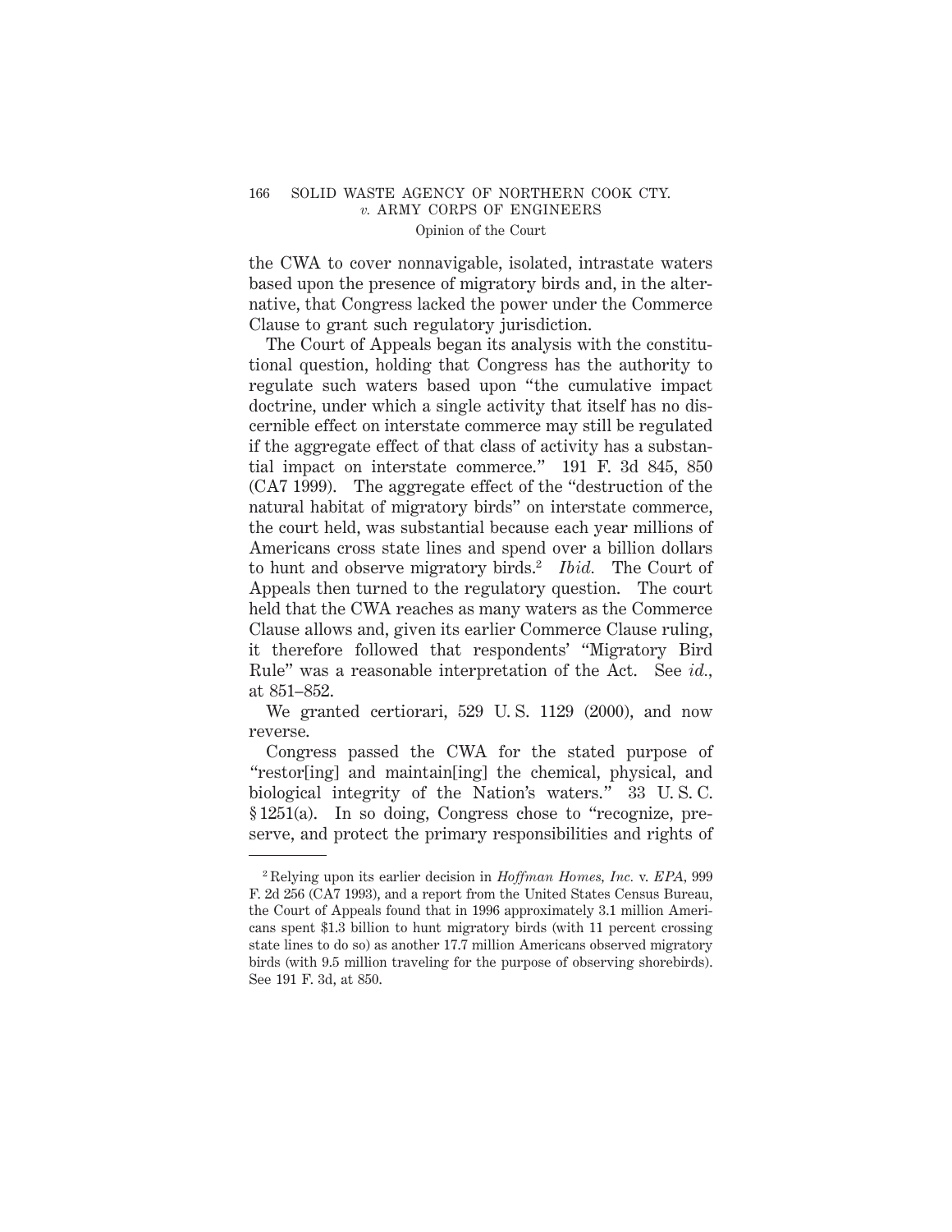the CWA to cover nonnavigable, isolated, intrastate waters based upon the presence of migratory birds and, in the alternative, that Congress lacked the power under the Commerce Clause to grant such regulatory jurisdiction.

The Court of Appeals began its analysis with the constitutional question, holding that Congress has the authority to regulate such waters based upon "the cumulative impact doctrine, under which a single activity that itself has no discernible effect on interstate commerce may still be regulated if the aggregate effect of that class of activity has a substantial impact on interstate commerce." 191 F. 3d 845, 850 (CA7 1999). The aggregate effect of the "destruction of the natural habitat of migratory birds" on interstate commerce, the court held, was substantial because each year millions of Americans cross state lines and spend over a billion dollars to hunt and observe migratory birds.[2] *Ibid.* The Court of Appeals then turned to the regulatory question. The court held that the CWA reaches as many waters as the Commerce Clause allows and, given its earlier Commerce Clause ruling, it therefore followed that respondents' "Migratory Bird Rule" was a reasonable interpretation of the Act. See *id.*, at 851–852.

We granted certiorari, 529 U. S. 1129 (2000), and now reverse.

Congress passed the CWA for the stated purpose of "restor[ing] and maintain[ing] the chemical, physical, and biological integrity of the Nation's waters." 33 U. S. C. § 1251(a). In so doing, Congress chose to "recognize, preserve, and protect the primary responsibilities and rights of

---

[2] Relying upon its earlier decision in *Hoffman Homes, Inc.* v. *EPA*, 999 F. 2d 256 (CA7 1993), and a report from the United States Census Bureau, the Court of Appeals found that in 1996 approximately 3.1 million Americans spent $1.3 billion to hunt migratory birds (with 11 percent crossing state lines to do so) as another 17.7 million Americans observed migratory birds (with 9.5 million traveling for the purpose of observing shorebirds). See 191 F. 3d, at 850.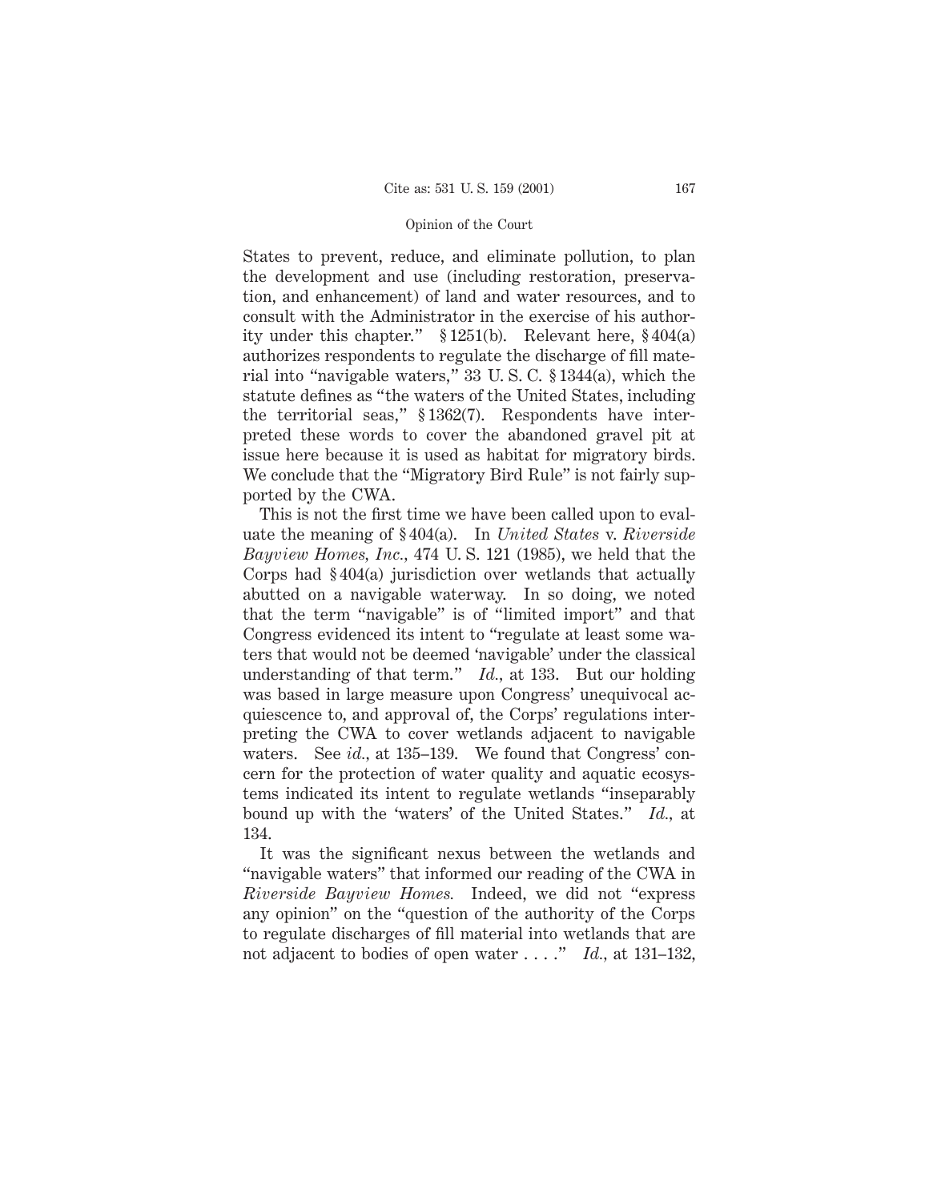States to prevent, reduce, and eliminate pollution, to plan the development and use (including restoration, preservation, and enhancement) of land and water resources, and to consult with the Administrator in the exercise of his authority under this chapter." § 1251(b). Relevant here, § 404(a) authorizes respondents to regulate the discharge of fill material into "navigable waters," 33 U. S. C. § 1344(a), which the statute defines as "the waters of the United States, including the territorial seas," § 1362(7). Respondents have interpreted these words to cover the abandoned gravel pit at issue here because it is used as habitat for migratory birds. We conclude that the "Migratory Bird Rule" is not fairly supported by the CWA.

This is not the first time we have been called upon to evaluate the meaning of § 404(a). In *United States* v. *Riverside Bayview Homes, Inc.*, 474 U. S. 121 (1985), we held that the Corps had § 404(a) jurisdiction over wetlands that actually abutted on a navigable waterway. In so doing, we noted that the term "navigable" is of "limited import" and that Congress evidenced its intent to "regulate at least some waters that would not be deemed 'navigable' under the classical understanding of that term." *Id.*, at 133. But our holding was based in large measure upon Congress' unequivocal acquiescence to, and approval of, the Corps' regulations interpreting the CWA to cover wetlands adjacent to navigable waters. See *id.*, at 135–139. We found that Congress' concern for the protection of water quality and aquatic ecosystems indicated its intent to regulate wetlands "inseparably bound up with the 'waters' of the United States." *Id.*, at 134.

It was the significant nexus between the wetlands and "navigable waters" that informed our reading of the CWA in *Riverside Bayview Homes.* Indeed, we did not "express any opinion" on the "question of the authority of the Corps to regulate discharges of fill material into wetlands that are not adjacent to bodies of open water . . . ." *Id.*, at 131–132,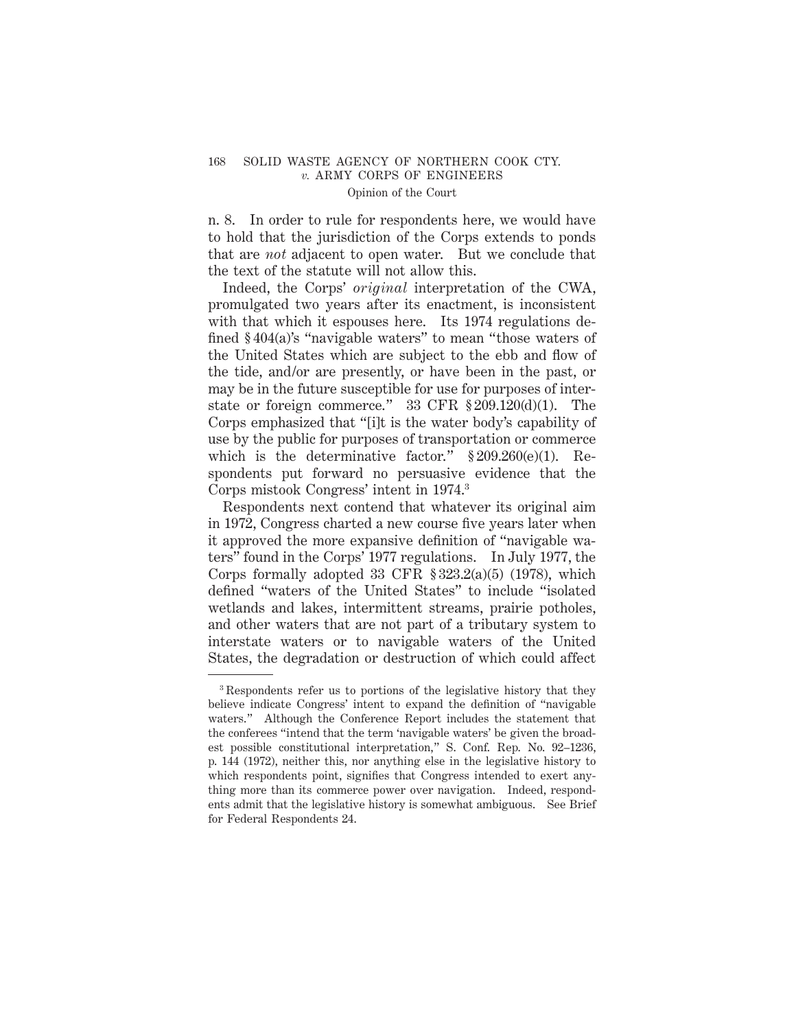n. 8. In order to rule for respondents here, we would have to hold that the jurisdiction of the Corps extends to ponds that are *not* adjacent to open water. But we conclude that the text of the statute will not allow this.

Indeed, the Corps' *original* interpretation of the CWA, promulgated two years after its enactment, is inconsistent with that which it espouses here. Its 1974 regulations defined § 404(a)'s "navigable waters" to mean "those waters of the United States which are subject to the ebb and flow of the tide, and/or are presently, or have been in the past, or may be in the future susceptible for use for purposes of interstate or foreign commerce." 33 CFR § 209.120(d)(1). The Corps emphasized that "[i]t is the water body's capability of use by the public for purposes of transportation or commerce which is the determinative factor." § 209.260(e)(1). Respondents put forward no persuasive evidence that the Corps mistook Congress' intent in 1974.[3]

Respondents next contend that whatever its original aim in 1972, Congress charted a new course five years later when it approved the more expansive definition of "navigable waters" found in the Corps' 1977 regulations. In July 1977, the Corps formally adopted 33 CFR § 323.2(a)(5) (1978), which defined "waters of the United States" to include "isolated wetlands and lakes, intermittent streams, prairie potholes, and other waters that are not part of a tributary system to interstate waters or to navigable waters of the United States, the degradation or destruction of which could affect

[3] Respondents refer us to portions of the legislative history that they believe indicate Congress' intent to expand the definition of "navigable waters." Although the Conference Report includes the statement that the conferees "intend that the term 'navigable waters' be given the broadest possible constitutional interpretation," S. Conf. Rep. No. 92–1236, p. 144 (1972), neither this, nor anything else in the legislative history to which respondents point, signifies that Congress intended to exert anything more than its commerce power over navigation. Indeed, respondents admit that the legislative history is somewhat ambiguous. See Brief for Federal Respondents 24.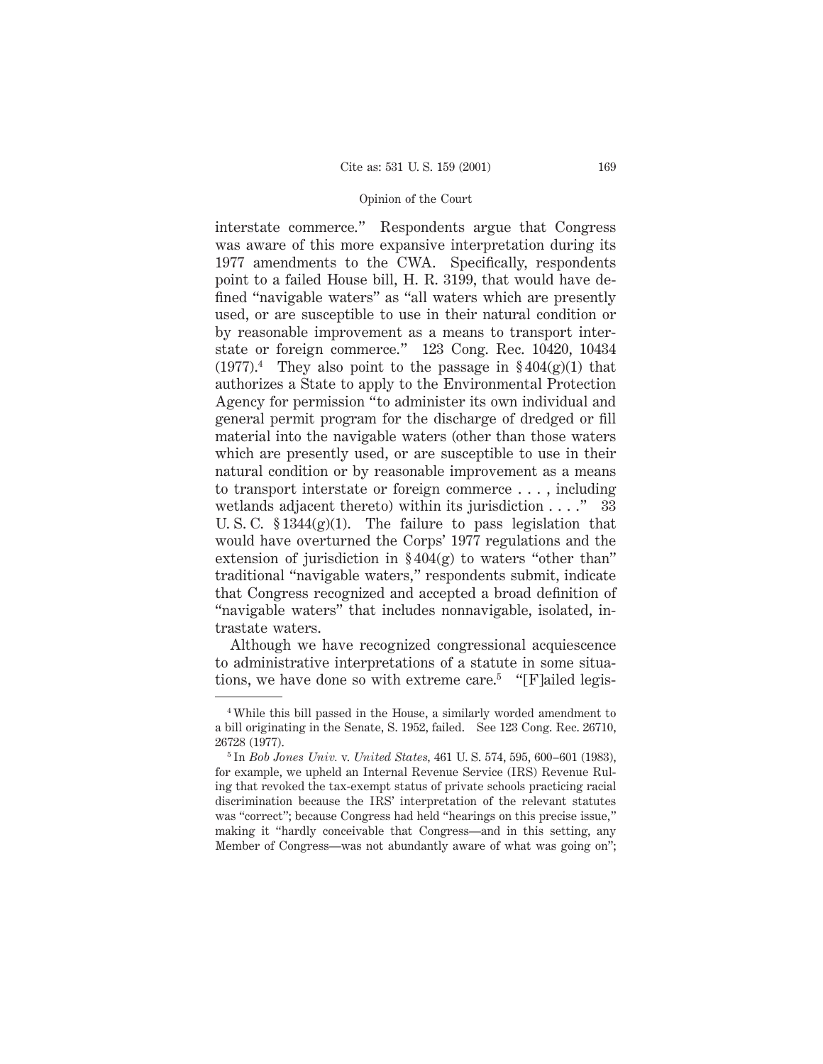interstate commerce." Respondents argue that Congress was aware of this more expansive interpretation during its 1977 amendments to the CWA. Specifically, respondents point to a failed House bill, H. R. 3199, that would have defined "navigable waters" as "all waters which are presently used, or are susceptible to use in their natural condition or by reasonable improvement as a means to transport interstate or foreign commerce." 123 Cong. Rec. 10420, 10434 (1977).[4] They also point to the passage in § 404(g)(1) that authorizes a State to apply to the Environmental Protection Agency for permission "to administer its own individual and general permit program for the discharge of dredged or fill material into the navigable waters (other than those waters which are presently used, or are susceptible to use in their natural condition or by reasonable improvement as a means to transport interstate or foreign commerce . . . , including wetlands adjacent thereto) within its jurisdiction . . . ." 33 U. S. C. § 1344(g)(1). The failure to pass legislation that would have overturned the Corps' 1977 regulations and the extension of jurisdiction in § 404(g) to waters "other than" traditional "navigable waters," respondents submit, indicate that Congress recognized and accepted a broad definition of "navigable waters" that includes nonnavigable, isolated, intrastate waters.

Although we have recognized congressional acquiescence to administrative interpretations of a statute in some situations, we have done so with extreme care.[5] "[F]ailed legis-

---

[4] While this bill passed in the House, a similarly worded amendment to a bill originating in the Senate, S. 1952, failed. See 123 Cong. Rec. 26710, 26728 (1977).

[5] In *Bob Jones Univ.* v. *United States*, 461 U. S. 574, 595, 600–601 (1983), for example, we upheld an Internal Revenue Service (IRS) Revenue Ruling that revoked the tax-exempt status of private schools practicing racial discrimination because the IRS' interpretation of the relevant statutes was "correct"; because Congress had held "hearings on this precise issue," making it "hardly conceivable that Congress—and in this setting, any Member of Congress—was not abundantly aware of what was going on";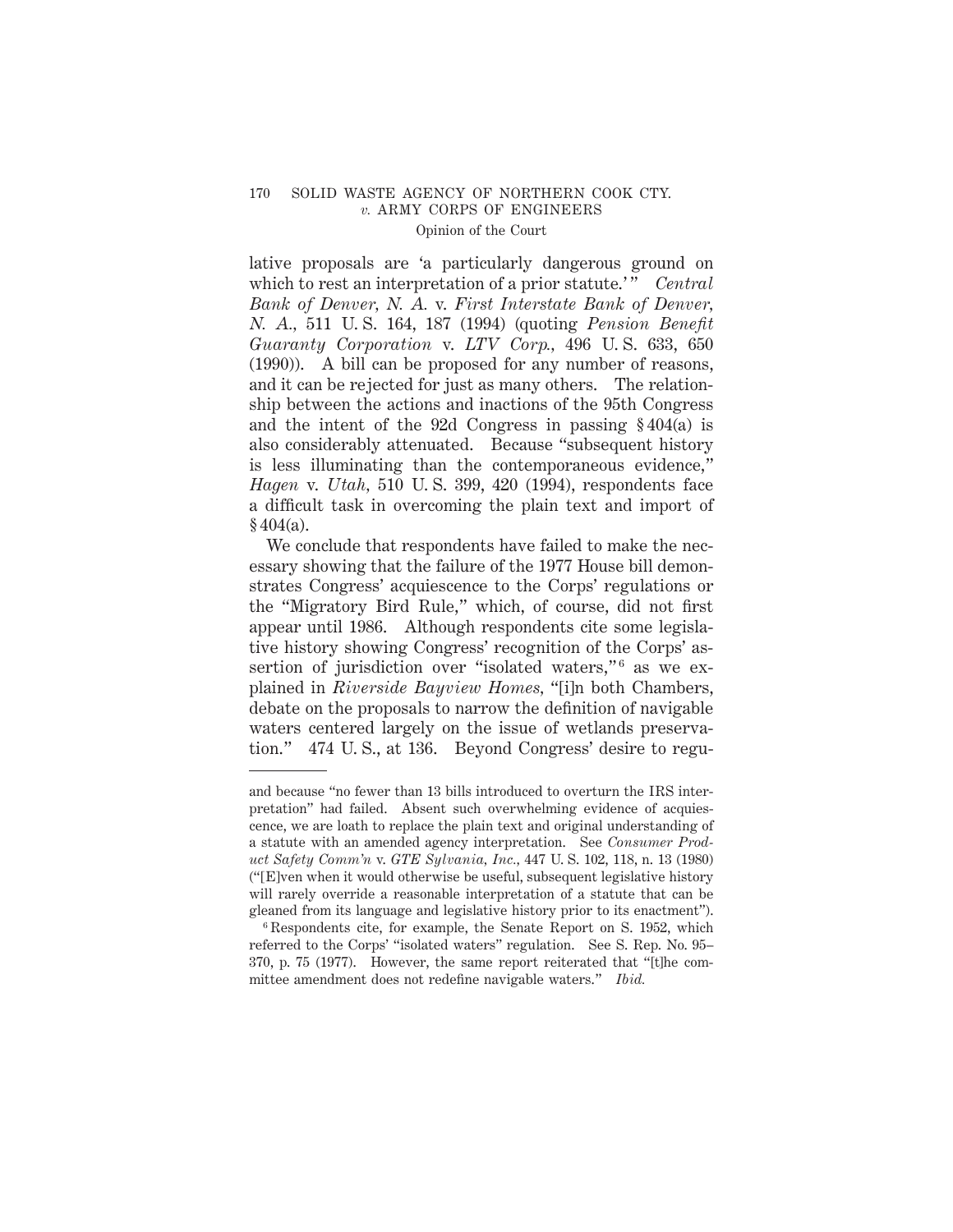lative proposals are 'a particularly dangerous ground on which to rest an interpretation of a prior statute.'" *Central Bank of Denver, N. A.* v. *First Interstate Bank of Denver, N. A.*, 511 U. S. 164, 187 (1994) (quoting *Pension Benefit Guaranty Corporation* v. *LTV Corp.*, 496 U. S. 633, 650 (1990)). A bill can be proposed for any number of reasons, and it can be rejected for just as many others. The relationship between the actions and inactions of the 95th Congress and the intent of the 92d Congress in passing § 404(a) is also considerably attenuated. Because "subsequent history is less illuminating than the contemporaneous evidence," *Hagen* v. *Utah*, 510 U. S. 399, 420 (1994), respondents face a difficult task in overcoming the plain text and import of § 404(a).

We conclude that respondents have failed to make the necessary showing that the failure of the 1977 House bill demonstrates Congress' acquiescence to the Corps' regulations or the "Migratory Bird Rule," which, of course, did not first appear until 1986. Although respondents cite some legislative history showing Congress' recognition of the Corps' assertion of jurisdiction over "isolated waters,"[6] as we explained in *Riverside Bayview Homes*, "[i]n both Chambers, debate on the proposals to narrow the definition of navigable waters centered largely on the issue of wetlands preservation." 474 U. S., at 136. Beyond Congress' desire to regu-

---

and because "no fewer than 13 bills introduced to overturn the IRS interpretation" had failed. Absent such overwhelming evidence of acquiescence, we are loath to replace the plain text and original understanding of a statute with an amended agency interpretation. See *Consumer Product Safety Comm'n* v. *GTE Sylvania, Inc.*, 447 U. S. 102, 118, n. 13 (1980) ("[E]ven when it would otherwise be useful, subsequent legislative history will rarely override a reasonable interpretation of a statute that can be gleaned from its language and legislative history prior to its enactment").

[6] Respondents cite, for example, the Senate Report on S. 1952, which referred to the Corps' "isolated waters" regulation. See S. Rep. No. 95–370, p. 75 (1977). However, the same report reiterated that "[t]he committee amendment does not redefine navigable waters." *Ibid.*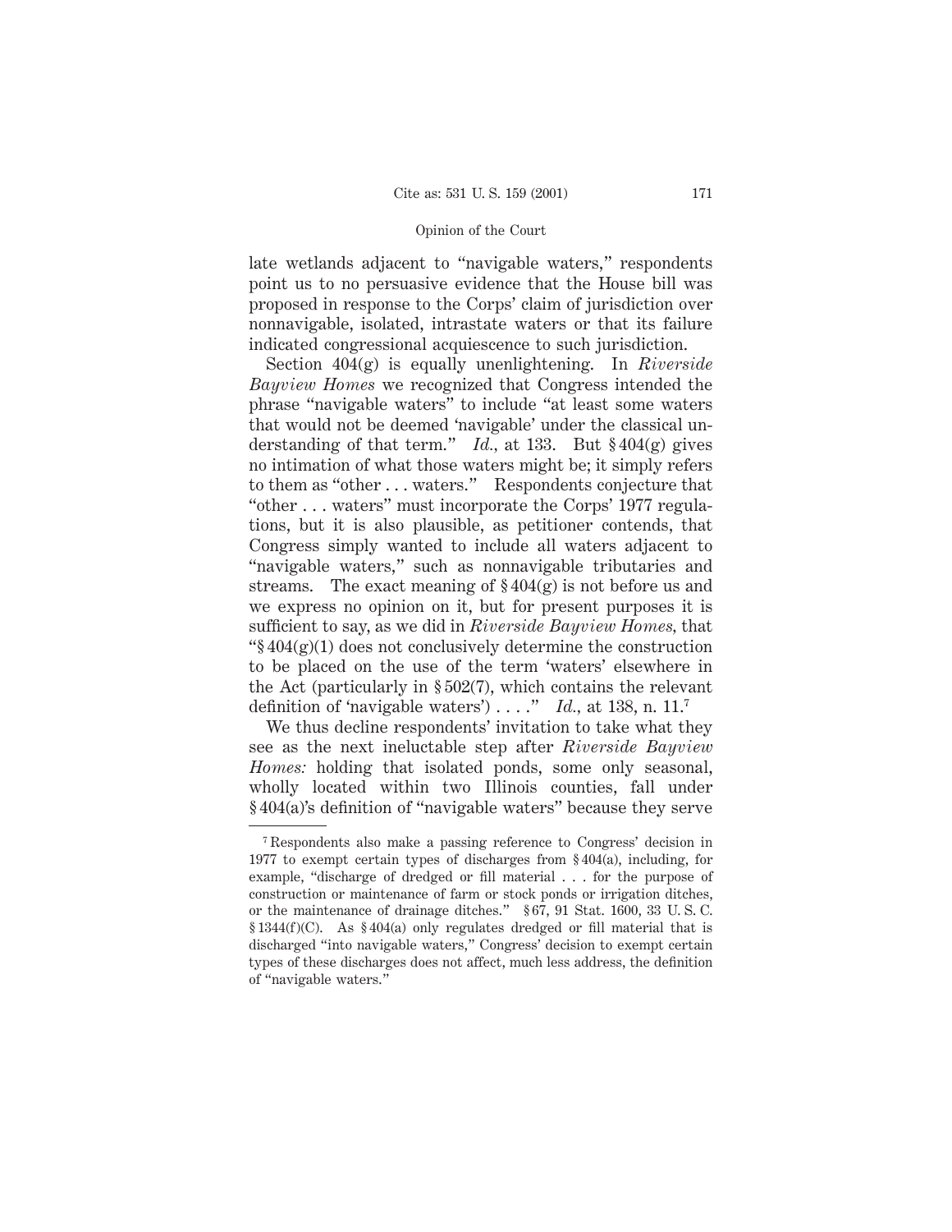late wetlands adjacent to "navigable waters," respondents point us to no persuasive evidence that the House bill was proposed in response to the Corps' claim of jurisdiction over nonnavigable, isolated, intrastate waters or that its failure indicated congressional acquiescence to such jurisdiction.

Section 404(g) is equally unenlightening. In *Riverside Bayview Homes* we recognized that Congress intended the phrase "navigable waters" to include "at least some waters that would not be deemed 'navigable' under the classical understanding of that term." *Id.*, at 133. But § 404(g) gives no intimation of what those waters might be; it simply refers to them as "other . . . waters." Respondents conjecture that "other . . . waters" must incorporate the Corps' 1977 regulations, but it is also plausible, as petitioner contends, that Congress simply wanted to include all waters adjacent to "navigable waters," such as nonnavigable tributaries and streams. The exact meaning of § 404(g) is not before us and we express no opinion on it, but for present purposes it is sufficient to say, as we did in *Riverside Bayview Homes*, that "§ 404(g)(1) does not conclusively determine the construction to be placed on the use of the term 'waters' elsewhere in the Act (particularly in § 502(7), which contains the relevant definition of 'navigable waters') . . . ." *Id.*, at 138, n. 11.[7]

We thus decline respondents' invitation to take what they see as the next ineluctable step after *Riverside Bayview Homes:* holding that isolated ponds, some only seasonal, wholly located within two Illinois counties, fall under § 404(a)'s definition of "navigable waters" because they serve

---

[7] Respondents also make a passing reference to Congress' decision in 1977 to exempt certain types of discharges from § 404(a), including, for example, "discharge of dredged or fill material . . . for the purpose of construction or maintenance of farm or stock ponds or irrigation ditches, or the maintenance of drainage ditches." § 67, 91 Stat. 1600, 33 U. S. C. § 1344(f)(C). As § 404(a) only regulates dredged or fill material that is discharged "into navigable waters," Congress' decision to exempt certain types of these discharges does not affect, much less address, the definition of "navigable waters."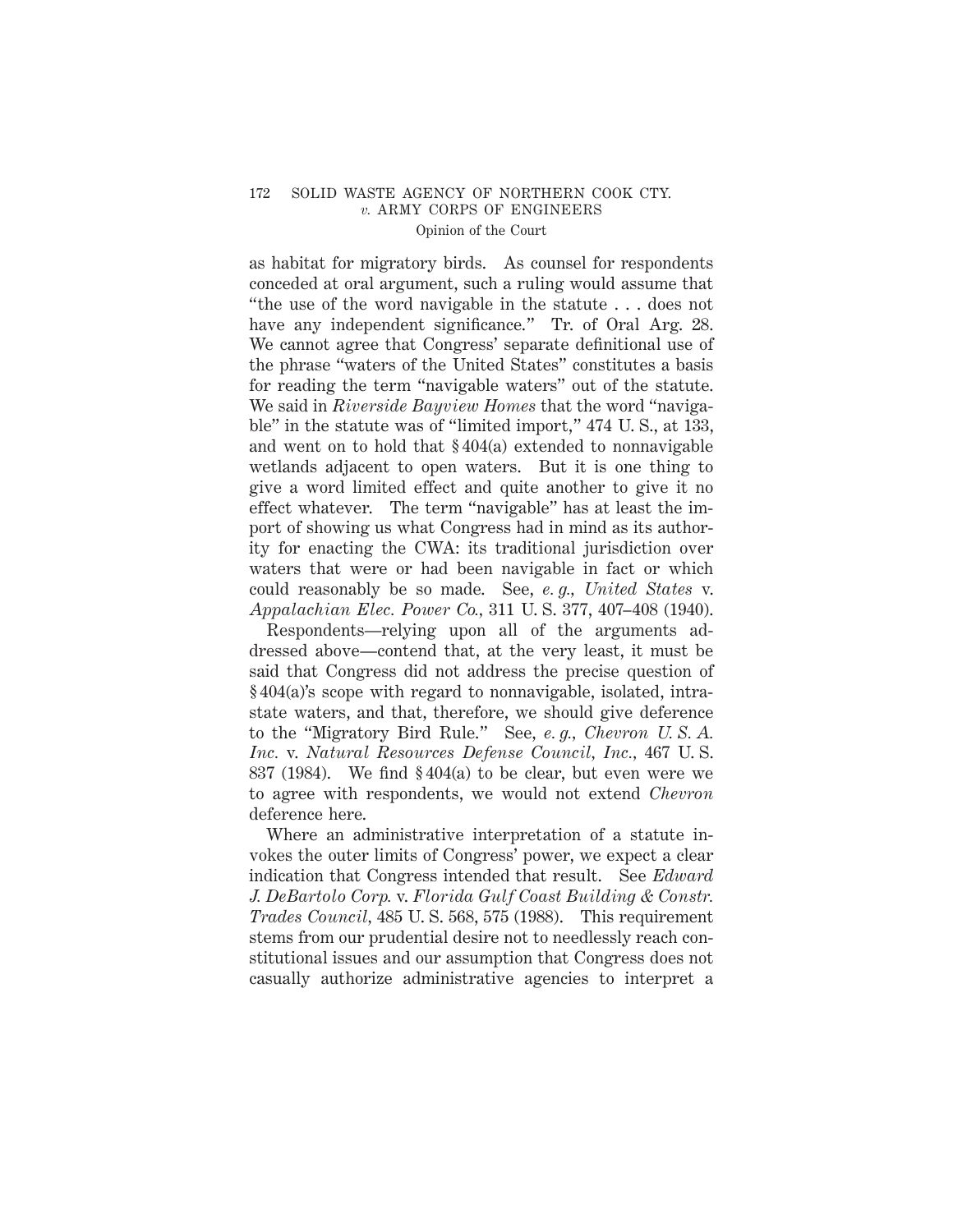as habitat for migratory birds. As counsel for respondents conceded at oral argument, such a ruling would assume that "the use of the word navigable in the statute . . . does not have any independent significance." Tr. of Oral Arg. 28. We cannot agree that Congress' separate definitional use of the phrase "waters of the United States" constitutes a basis for reading the term "navigable waters" out of the statute. We said in *Riverside Bayview Homes* that the word "navigable" in the statute was of "limited import," 474 U. S., at 133, and went on to hold that § 404(a) extended to nonnavigable wetlands adjacent to open waters. But it is one thing to give a word limited effect and quite another to give it no effect whatever. The term "navigable" has at least the import of showing us what Congress had in mind as its authority for enacting the CWA: its traditional jurisdiction over waters that were or had been navigable in fact or which could reasonably be so made. See, *e. g., United States* v. *Appalachian Elec. Power Co.*, 311 U. S. 377, 407–408 (1940).

Respondents—relying upon all of the arguments addressed above—contend that, at the very least, it must be said that Congress did not address the precise question of § 404(a)'s scope with regard to nonnavigable, isolated, intrastate waters, and that, therefore, we should give deference to the "Migratory Bird Rule." See, *e. g., Chevron U. S. A. Inc.* v. *Natural Resources Defense Council, Inc.*, 467 U. S. 837 (1984). We find § 404(a) to be clear, but even were we to agree with respondents, we would not extend *Chevron* deference here.

Where an administrative interpretation of a statute invokes the outer limits of Congress' power, we expect a clear indication that Congress intended that result. See *Edward J. DeBartolo Corp.* v. *Florida Gulf Coast Building & Constr. Trades Council*, 485 U. S. 568, 575 (1988). This requirement stems from our prudential desire not to needlessly reach constitutional issues and our assumption that Congress does not casually authorize administrative agencies to interpret a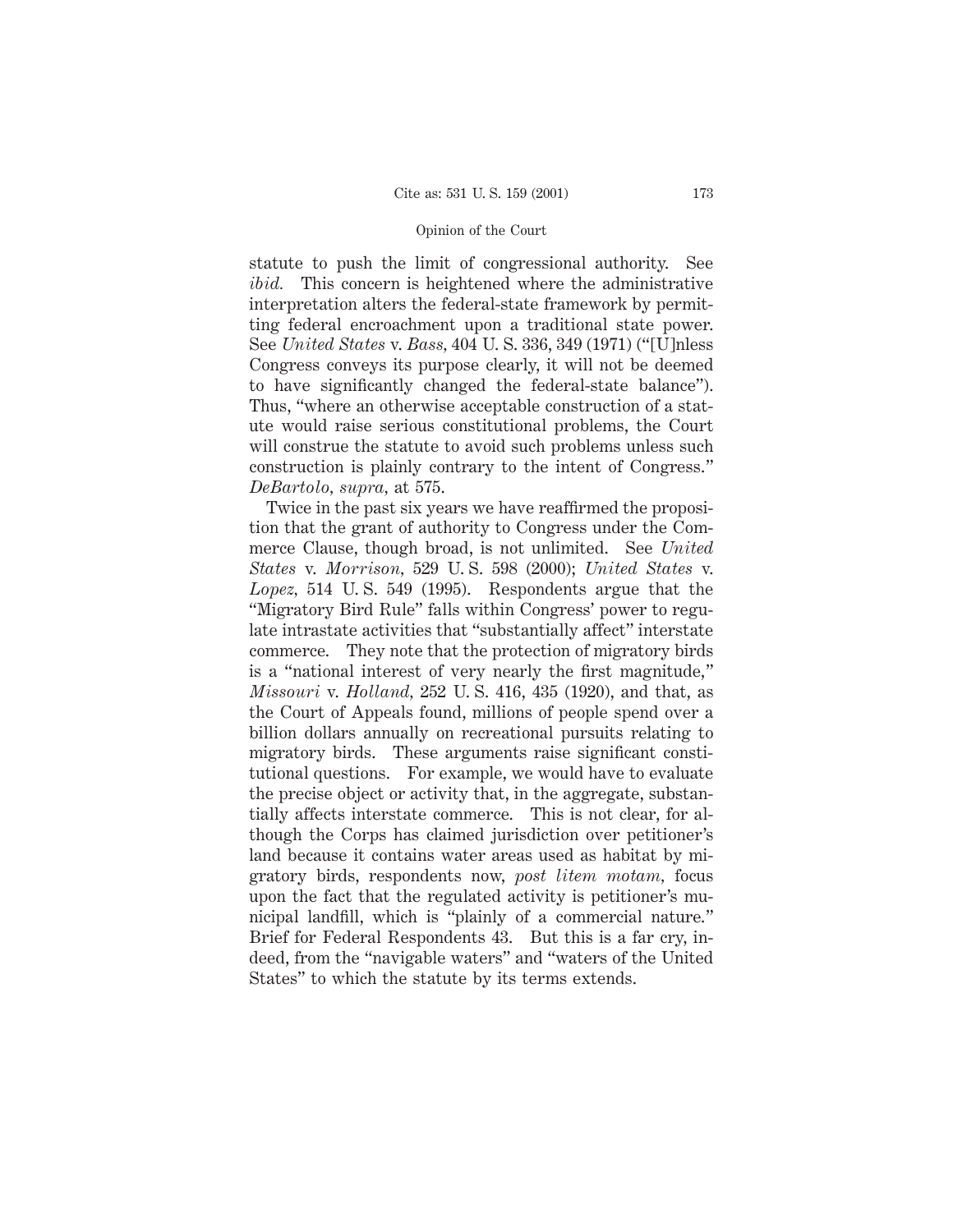statute to push the limit of congressional authority. See *ibid.* This concern is heightened where the administrative interpretation alters the federal-state framework by permitting federal encroachment upon a traditional state power. See *United States* v. *Bass,* 404 U. S. 336, 349 (1971) ("[U]nless Congress conveys its purpose clearly, it will not be deemed to have significantly changed the federal-state balance"). Thus, "where an otherwise acceptable construction of a statute would raise serious constitutional problems, the Court will construe the statute to avoid such problems unless such construction is plainly contrary to the intent of Congress." *DeBartolo, supra,* at 575.

Twice in the past six years we have reaffirmed the proposition that the grant of authority to Congress under the Commerce Clause, though broad, is not unlimited. See *United States* v. *Morrison,* 529 U. S. 598 (2000); *United States* v. *Lopez,* 514 U. S. 549 (1995). Respondents argue that the "Migratory Bird Rule" falls within Congress' power to regulate intrastate activities that "substantially affect" interstate commerce. They note that the protection of migratory birds is a "national interest of very nearly the first magnitude," *Missouri* v. *Holland,* 252 U. S. 416, 435 (1920), and that, as the Court of Appeals found, millions of people spend over a billion dollars annually on recreational pursuits relating to migratory birds. These arguments raise significant constitutional questions. For example, we would have to evaluate the precise object or activity that, in the aggregate, substantially affects interstate commerce. This is not clear, for although the Corps has claimed jurisdiction over petitioner's land because it contains water areas used as habitat by migratory birds, respondents now, *post litem motam,* focus upon the fact that the regulated activity is petitioner's municipal landfill, which is "plainly of a commercial nature." Brief for Federal Respondents 43. But this is a far cry, indeed, from the "navigable waters" and "waters of the United States" to which the statute by its terms extends.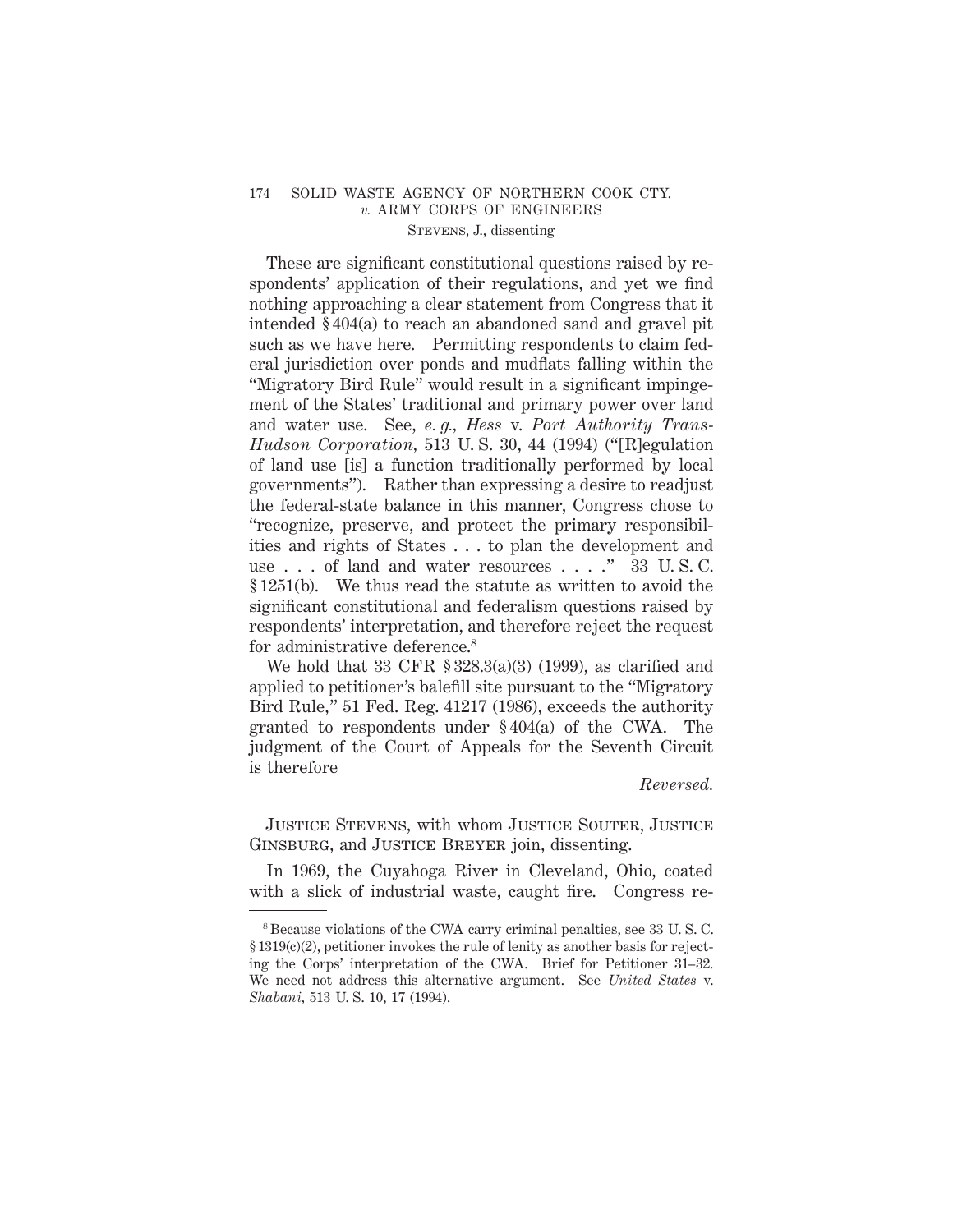These are significant constitutional questions raised by respondents' application of their regulations, and yet we find nothing approaching a clear statement from Congress that it intended § 404(a) to reach an abandoned sand and gravel pit such as we have here. Permitting respondents to claim federal jurisdiction over ponds and mudflats falling within the "Migratory Bird Rule" would result in a significant impingement of the States' traditional and primary power over land and water use. See, *e. g., Hess* v. *Port Authority Trans-Hudson Corporation*, 513 U. S. 30, 44 (1994) ("[R]egulation of land use [is] a function traditionally performed by local governments"). Rather than expressing a desire to readjust the federal-state balance in this manner, Congress chose to "recognize, preserve, and protect the primary responsibilities and rights of States . . . to plan the development and use . . . of land and water resources . . . ." 33 U. S. C. § 1251(b). We thus read the statute as written to avoid the significant constitutional and federalism questions raised by respondents' interpretation, and therefore reject the request for administrative deference.[8]

We hold that 33 CFR § 328.3(a)(3) (1999), as clarified and applied to petitioner's balefill site pursuant to the "Migratory Bird Rule," 51 Fed. Reg. 41217 (1986), exceeds the authority granted to respondents under § 404(a) of the CWA. The judgment of the Court of Appeals for the Seventh Circuit is therefore

*Reversed.*

JUSTICE STEVENS, with whom JUSTICE SOUTER, JUSTICE GINSBURG, and JUSTICE BREYER join, dissenting.

In 1969, the Cuyahoga River in Cleveland, Ohio, coated with a slick of industrial waste, caught fire. Congress re-

[8] Because violations of the CWA carry criminal penalties, see 33 U. S. C. § 1319(c)(2), petitioner invokes the rule of lenity as another basis for rejecting the Corps' interpretation of the CWA. Brief for Petitioner 31–32. We need not address this alternative argument. See *United States* v. *Shabani*, 513 U. S. 10, 17 (1994).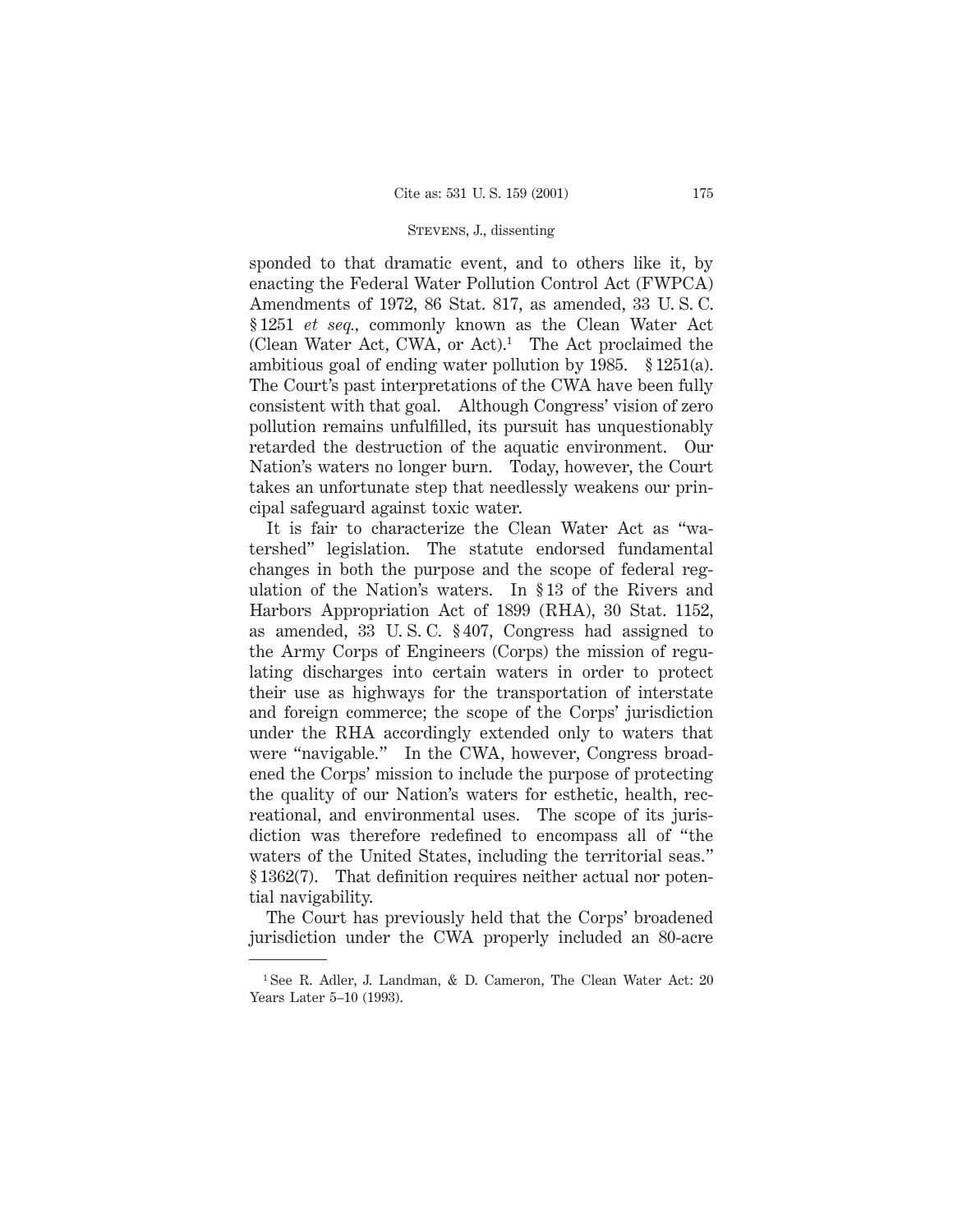sponded to that dramatic event, and to others like it, by enacting the Federal Water Pollution Control Act (FWPCA) Amendments of 1972, 86 Stat. 817, as amended, 33 U. S. C. § 1251 *et seq.*, commonly known as the Clean Water Act (Clean Water Act, CWA, or Act).[1] The Act proclaimed the ambitious goal of ending water pollution by 1985. § 1251(a). The Court's past interpretations of the CWA have been fully consistent with that goal. Although Congress' vision of zero pollution remains unfulfilled, its pursuit has unquestionably retarded the destruction of the aquatic environment. Our Nation's waters no longer burn. Today, however, the Court takes an unfortunate step that needlessly weakens our principal safeguard against toxic water.

It is fair to characterize the Clean Water Act as "watershed" legislation. The statute endorsed fundamental changes in both the purpose and the scope of federal regulation of the Nation's waters. In § 13 of the Rivers and Harbors Appropriation Act of 1899 (RHA), 30 Stat. 1152, as amended, 33 U. S. C. § 407, Congress had assigned to the Army Corps of Engineers (Corps) the mission of regulating discharges into certain waters in order to protect their use as highways for the transportation of interstate and foreign commerce; the scope of the Corps' jurisdiction under the RHA accordingly extended only to waters that were "navigable." In the CWA, however, Congress broadened the Corps' mission to include the purpose of protecting the quality of our Nation's waters for esthetic, health, recreational, and environmental uses. The scope of its jurisdiction was therefore redefined to encompass all of "the waters of the United States, including the territorial seas." § 1362(7). That definition requires neither actual nor potential navigability.

The Court has previously held that the Corps' broadened jurisdiction under the CWA properly included an 80-acre

[1] See R. Adler, J. Landman, & D. Cameron, The Clean Water Act: 20 Years Later 5–10 (1993).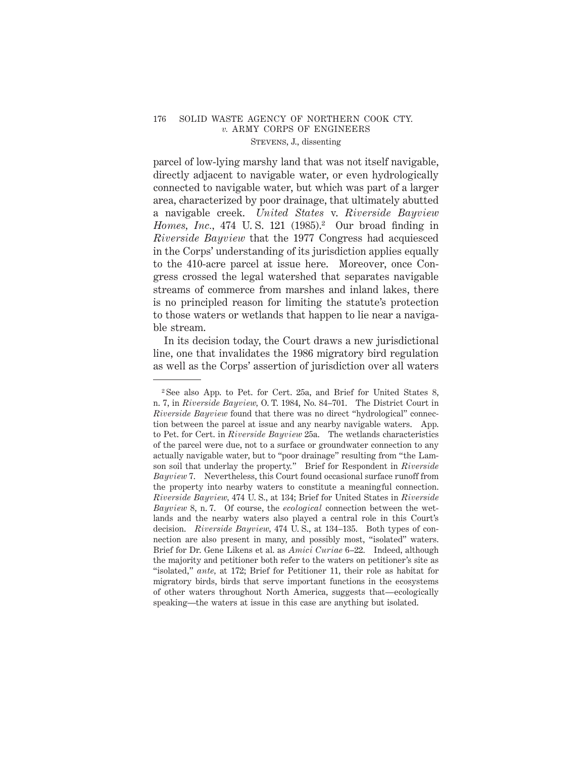parcel of low-lying marshy land that was not itself navigable, directly adjacent to navigable water, or even hydrologically connected to navigable water, but which was part of a larger area, characterized by poor drainage, that ultimately abutted a navigable creek. *United States* v. *Riverside Bayview Homes, Inc.*, 474 U. S. 121 (1985).[2] Our broad finding in *Riverside Bayview* that the 1977 Congress had acquiesced in the Corps' understanding of its jurisdiction applies equally to the 410-acre parcel at issue here. Moreover, once Congress crossed the legal watershed that separates navigable streams of commerce from marshes and inland lakes, there is no principled reason for limiting the statute's protection to those waters or wetlands that happen to lie near a navigable stream.

In its decision today, the Court draws a new jurisdictional line, one that invalidates the 1986 migratory bird regulation as well as the Corps' assertion of jurisdiction over all waters

---

[2] See also App. to Pet. for Cert. 25a, and Brief for United States 8, n. 7, in *Riverside Bayview,* O. T. 1984, No. 84–701. The District Court in *Riverside Bayview* found that there was no direct "hydrological" connection between the parcel at issue and any nearby navigable waters. App. to Pet. for Cert. in *Riverside Bayview* 25a. The wetlands characteristics of the parcel were due, not to a surface or groundwater connection to any actually navigable water, but to "poor drainage" resulting from "the Lamson soil that underlay the property." Brief for Respondent in *Riverside Bayview* 7. Nevertheless, this Court found occasional surface runoff from the property into nearby waters to constitute a meaningful connection. *Riverside Bayview,* 474 U. S., at 134; Brief for United States in *Riverside Bayview* 8, n. 7. Of course, the *ecological* connection between the wetlands and the nearby waters also played a central role in this Court's decision. *Riverside Bayview,* 474 U. S., at 134–135. Both types of connection are also present in many, and possibly most, "isolated" waters. Brief for Dr. Gene Likens et al. as *Amici Curiae* 6–22. Indeed, although the majority and petitioner both refer to the waters on petitioner's site as "isolated," *ante,* at 172; Brief for Petitioner 11, their role as habitat for migratory birds, birds that serve important functions in the ecosystems of other waters throughout North America, suggests that—ecologically speaking—the waters at issue in this case are anything but isolated.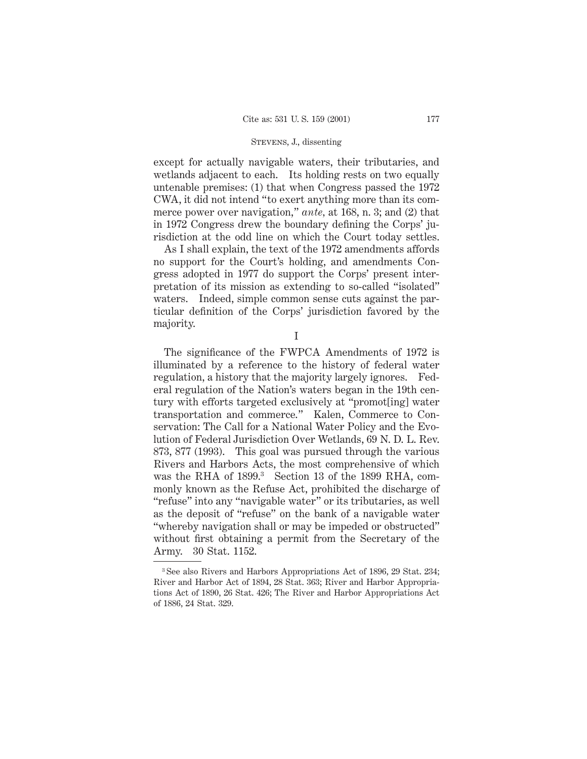except for actually navigable waters, their tributaries, and wetlands adjacent to each. Its holding rests on two equally untenable premises: (1) that when Congress passed the 1972 CWA, it did not intend "to exert anything more than its commerce power over navigation," *ante*, at 168, n. 3; and (2) that in 1972 Congress drew the boundary defining the Corps' jurisdiction at the odd line on which the Court today settles.

As I shall explain, the text of the 1972 amendments affords no support for the Court's holding, and amendments Congress adopted in 1977 do support the Corps' present interpretation of its mission as extending to so-called "isolated" waters. Indeed, simple common sense cuts against the particular definition of the Corps' jurisdiction favored by the majority.

I

The significance of the FWPCA Amendments of 1972 is illuminated by a reference to the history of federal water regulation, a history that the majority largely ignores. Federal regulation of the Nation's waters began in the 19th century with efforts targeted exclusively at "promot[ing] water transportation and commerce." Kalen, Commerce to Conservation: The Call for a National Water Policy and the Evolution of Federal Jurisdiction Over Wetlands, 69 N. D. L. Rev. 873, 877 (1993). This goal was pursued through the various Rivers and Harbors Acts, the most comprehensive of which was the RHA of 1899.[3] Section 13 of the 1899 RHA, commonly known as the Refuse Act, prohibited the discharge of "refuse" into any "navigable water" or its tributaries, as well as the deposit of "refuse" on the bank of a navigable water "whereby navigation shall or may be impeded or obstructed" without first obtaining a permit from the Secretary of the Army. 30 Stat. 1152.

---

[3] See also Rivers and Harbors Appropriations Act of 1896, 29 Stat. 234; River and Harbor Act of 1894, 28 Stat. 363; River and Harbor Appropriations Act of 1890, 26 Stat. 426; The River and Harbor Appropriations Act of 1886, 24 Stat. 329.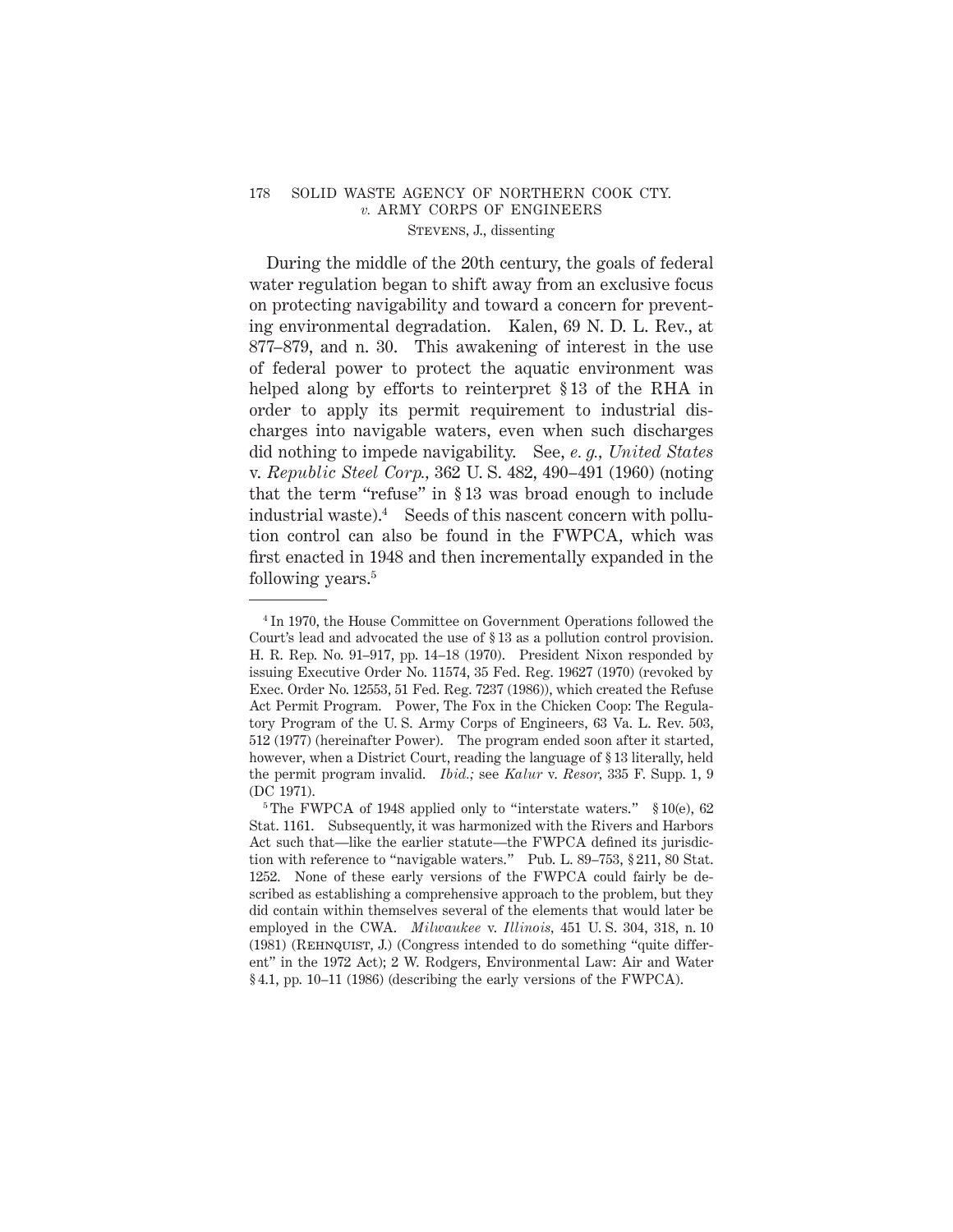During the middle of the 20th century, the goals of federal water regulation began to shift away from an exclusive focus on protecting navigability and toward a concern for preventing environmental degradation. Kalen, 69 N. D. L. Rev., at 877–879, and n. 30. This awakening of interest in the use of federal power to protect the aquatic environment was helped along by efforts to reinterpret § 13 of the RHA in order to apply its permit requirement to industrial discharges into navigable waters, even when such discharges did nothing to impede navigability. See, *e. g.*, *United States* v. *Republic Steel Corp.*, 362 U. S. 482, 490–491 (1960) (noting that the term "refuse" in § 13 was broad enough to include industrial waste).[4] Seeds of this nascent concern with pollution control can also be found in the FWPCA, which was first enacted in 1948 and then incrementally expanded in the following years.[5]

---

[4] In 1970, the House Committee on Government Operations followed the Court's lead and advocated the use of § 13 as a pollution control provision. H. R. Rep. No. 91–917, pp. 14–18 (1970). President Nixon responded by issuing Executive Order No. 11574, 35 Fed. Reg. 19627 (1970) (revoked by Exec. Order No. 12553, 51 Fed. Reg. 7237 (1986)), which created the Refuse Act Permit Program. Power, The Fox in the Chicken Coop: The Regulatory Program of the U. S. Army Corps of Engineers, 63 Va. L. Rev. 503, 512 (1977) (hereinafter Power). The program ended soon after it started, however, when a District Court, reading the language of § 13 literally, held the permit program invalid. *Ibid.;* see *Kalur* v. *Resor*, 335 F. Supp. 1, 9 (DC 1971).

[5] The FWPCA of 1948 applied only to "interstate waters." § 10(e), 62 Stat. 1161. Subsequently, it was harmonized with the Rivers and Harbors Act such that—like the earlier statute—the FWPCA defined its jurisdiction with reference to "navigable waters." Pub. L. 89–753, § 211, 80 Stat. 1252. None of these early versions of the FWPCA could fairly be described as establishing a comprehensive approach to the problem, but they did contain within themselves several of the elements that would later be employed in the CWA. *Milwaukee* v. *Illinois*, 451 U. S. 304, 318, n. 10 (1981) (Rehnquist, J.) (Congress intended to do something "quite different" in the 1972 Act); 2 W. Rodgers, Environmental Law: Air and Water § 4.1, pp. 10–11 (1986) (describing the early versions of the FWPCA).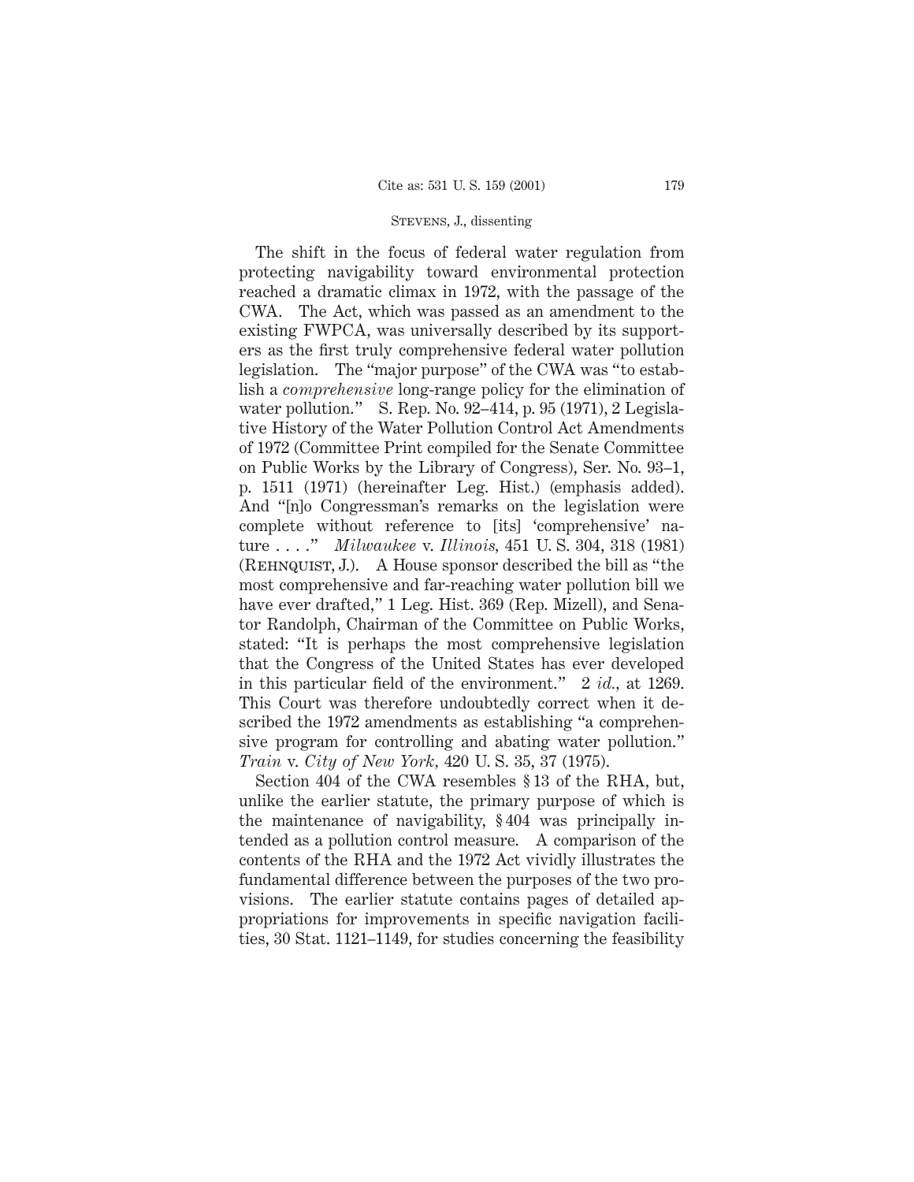The shift in the focus of federal water regulation from protecting navigability toward environmental protection reached a dramatic climax in 1972, with the passage of the CWA. The Act, which was passed as an amendment to the existing FWPCA, was universally described by its supporters as the first truly comprehensive federal water pollution legislation. The "major purpose" of the CWA was "to establish a *comprehensive* long-range policy for the elimination of water pollution." S. Rep. No. 92–414, p. 95 (1971), 2 Legislative History of the Water Pollution Control Act Amendments of 1972 (Committee Print compiled for the Senate Committee on Public Works by the Library of Congress), Ser. No. 93–1, p. 1511 (1971) (hereinafter Leg. Hist.) (emphasis added). And "[n]o Congressman's remarks on the legislation were complete without reference to [its] 'comprehensive' nature . . . ." *Milwaukee* v. *Illinois*, 451 U. S. 304, 318 (1981) (Rehnquist, J.). A House sponsor described the bill as "the most comprehensive and far-reaching water pollution bill we have ever drafted," 1 Leg. Hist. 369 (Rep. Mizell), and Senator Randolph, Chairman of the Committee on Public Works, stated: "It is perhaps the most comprehensive legislation that the Congress of the United States has ever developed in this particular field of the environment." 2 *id.*, at 1269. This Court was therefore undoubtedly correct when it described the 1972 amendments as establishing "a comprehensive program for controlling and abating water pollution." *Train* v. *City of New York*, 420 U. S. 35, 37 (1975).

Section 404 of the CWA resembles § 13 of the RHA, but, unlike the earlier statute, the primary purpose of which is the maintenance of navigability, § 404 was principally intended as a pollution control measure. A comparison of the contents of the RHA and the 1972 Act vividly illustrates the fundamental difference between the purposes of the two provisions. The earlier statute contains pages of detailed appropriations for improvements in specific navigation facilities, 30 Stat. 1121–1149, for studies concerning the feasibility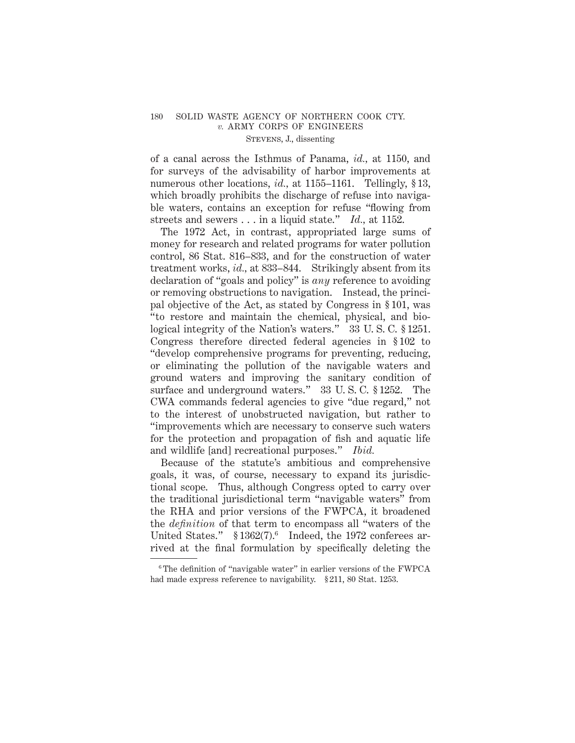of a canal across the Isthmus of Panama, *id.*, at 1150, and for surveys of the advisability of harbor improvements at numerous other locations, *id.*, at 1155–1161. Tellingly, § 13, which broadly prohibits the discharge of refuse into navigable waters, contains an exception for refuse "flowing from streets and sewers . . . in a liquid state." *Id.*, at 1152.

The 1972 Act, in contrast, appropriated large sums of money for research and related programs for water pollution control, 86 Stat. 816–833, and for the construction of water treatment works, *id.*, at 833–844. Strikingly absent from its declaration of "goals and policy" is *any* reference to avoiding or removing obstructions to navigation. Instead, the principal objective of the Act, as stated by Congress in § 101, was "to restore and maintain the chemical, physical, and biological integrity of the Nation's waters." 33 U. S. C. § 1251. Congress therefore directed federal agencies in § 102 to "develop comprehensive programs for preventing, reducing, or eliminating the pollution of the navigable waters and ground waters and improving the sanitary condition of surface and underground waters." 33 U. S. C. § 1252. The CWA commands federal agencies to give "due regard," not to the interest of unobstructed navigation, but rather to "improvements which are necessary to conserve such waters for the protection and propagation of fish and aquatic life and wildlife [and] recreational purposes." *Ibid.*

Because of the statute's ambitious and comprehensive goals, it was, of course, necessary to expand its jurisdictional scope. Thus, although Congress opted to carry over the traditional jurisdictional term "navigable waters" from the RHA and prior versions of the FWPCA, it broadened the *definition* of that term to encompass all "waters of the United States." § 1362(7).[6] Indeed, the 1972 conferees arrived at the final formulation by specifically deleting the

[6] The definition of "navigable water" in earlier versions of the FWPCA had made express reference to navigability. § 211, 80 Stat. 1253.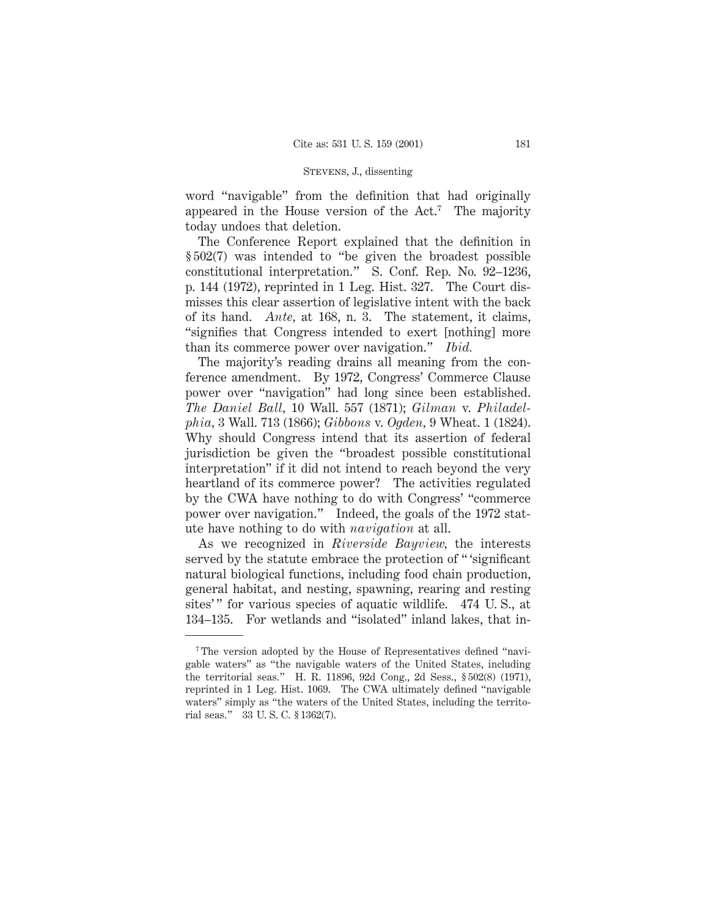word "navigable" from the definition that had originally appeared in the House version of the Act.[7] The majority today undoes that deletion.

The Conference Report explained that the definition in § 502(7) was intended to "be given the broadest possible constitutional interpretation." S. Conf. Rep. No. 92–1236, p. 144 (1972), reprinted in 1 Leg. Hist. 327. The Court dismisses this clear assertion of legislative intent with the back of its hand. *Ante*, at 168, n. 3. The statement, it claims, "signifies that Congress intended to exert [nothing] more than its commerce power over navigation." *Ibid.*

The majority's reading drains all meaning from the conference amendment. By 1972, Congress' Commerce Clause power over "navigation" had long since been established. *The Daniel Ball*, 10 Wall. 557 (1871); *Gilman* v. *Philadelphia*, 3 Wall. 713 (1866); *Gibbons* v. *Ogden*, 9 Wheat. 1 (1824). Why should Congress intend that its assertion of federal jurisdiction be given the "broadest possible constitutional interpretation" if it did not intend to reach beyond the very heartland of its commerce power? The activities regulated by the CWA have nothing to do with Congress' "commerce power over navigation." Indeed, the goals of the 1972 statute have nothing to do with *navigation* at all.

As we recognized in *Riverside Bayview*, the interests served by the statute embrace the protection of " 'significant natural biological functions, including food chain production, general habitat, and nesting, spawning, rearing and resting sites' " for various species of aquatic wildlife. 474 U. S., at 134–135. For wetlands and "isolated" inland lakes, that in-

---

[7] The version adopted by the House of Representatives defined "navigable waters" as "the navigable waters of the United States, including the territorial seas." H. R. 11896, 92d Cong., 2d Sess., § 502(8) (1971), reprinted in 1 Leg. Hist. 1069. The CWA ultimately defined "navigable waters" simply as "the waters of the United States, including the territorial seas." 33 U. S. C. § 1362(7).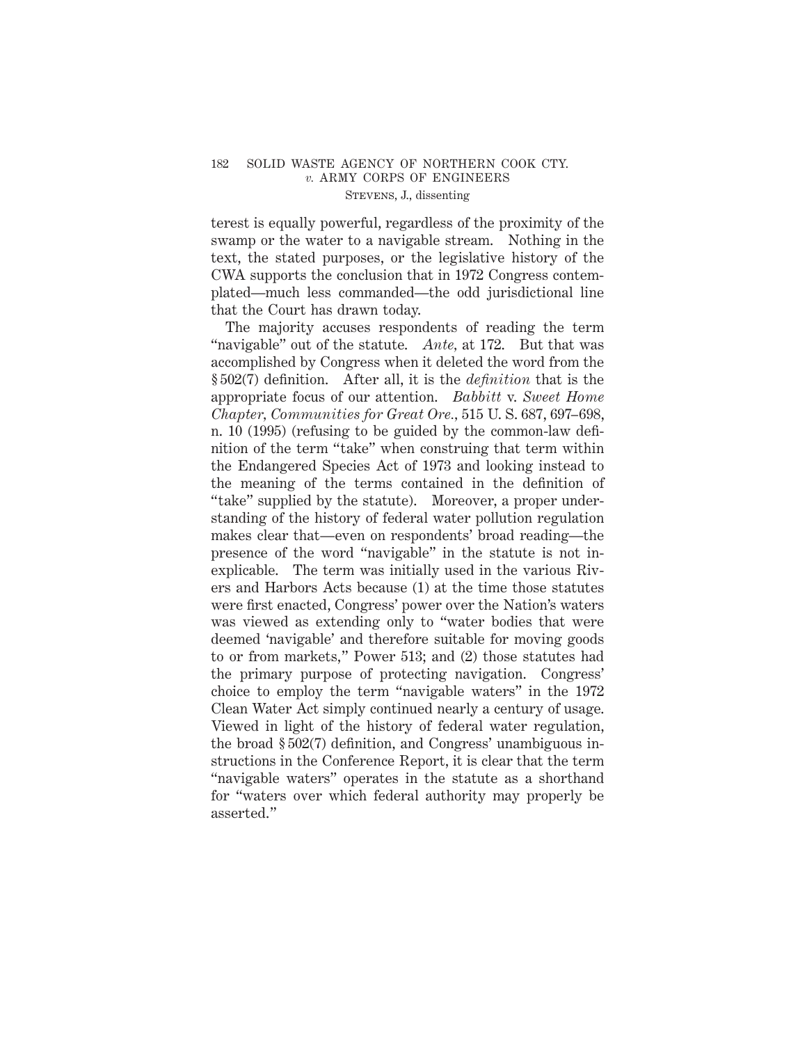terest is equally powerful, regardless of the proximity of the swamp or the water to a navigable stream. Nothing in the text, the stated purposes, or the legislative history of the CWA supports the conclusion that in 1972 Congress contemplated—much less commanded—the odd jurisdictional line that the Court has drawn today.

The majority accuses respondents of reading the term "navigable" out of the statute. *Ante,* at 172. But that was accomplished by Congress when it deleted the word from the § 502(7) definition. After all, it is the *definition* that is the appropriate focus of our attention. *Babbitt* v. *Sweet Home Chapter, Communities for Great Ore.,* 515 U. S. 687, 697–698, n. 10 (1995) (refusing to be guided by the common-law definition of the term "take" when construing that term within the Endangered Species Act of 1973 and looking instead to the meaning of the terms contained in the definition of "take" supplied by the statute). Moreover, a proper understanding of the history of federal water pollution regulation makes clear that—even on respondents' broad reading—the presence of the word "navigable" in the statute is not inexplicable. The term was initially used in the various Rivers and Harbors Acts because (1) at the time those statutes were first enacted, Congress' power over the Nation's waters was viewed as extending only to "water bodies that were deemed 'navigable' and therefore suitable for moving goods to or from markets," Power 513; and (2) those statutes had the primary purpose of protecting navigation. Congress' choice to employ the term "navigable waters" in the 1972 Clean Water Act simply continued nearly a century of usage. Viewed in light of the history of federal water regulation, the broad § 502(7) definition, and Congress' unambiguous instructions in the Conference Report, it is clear that the term "navigable waters" operates in the statute as a shorthand for "waters over which federal authority may properly be asserted."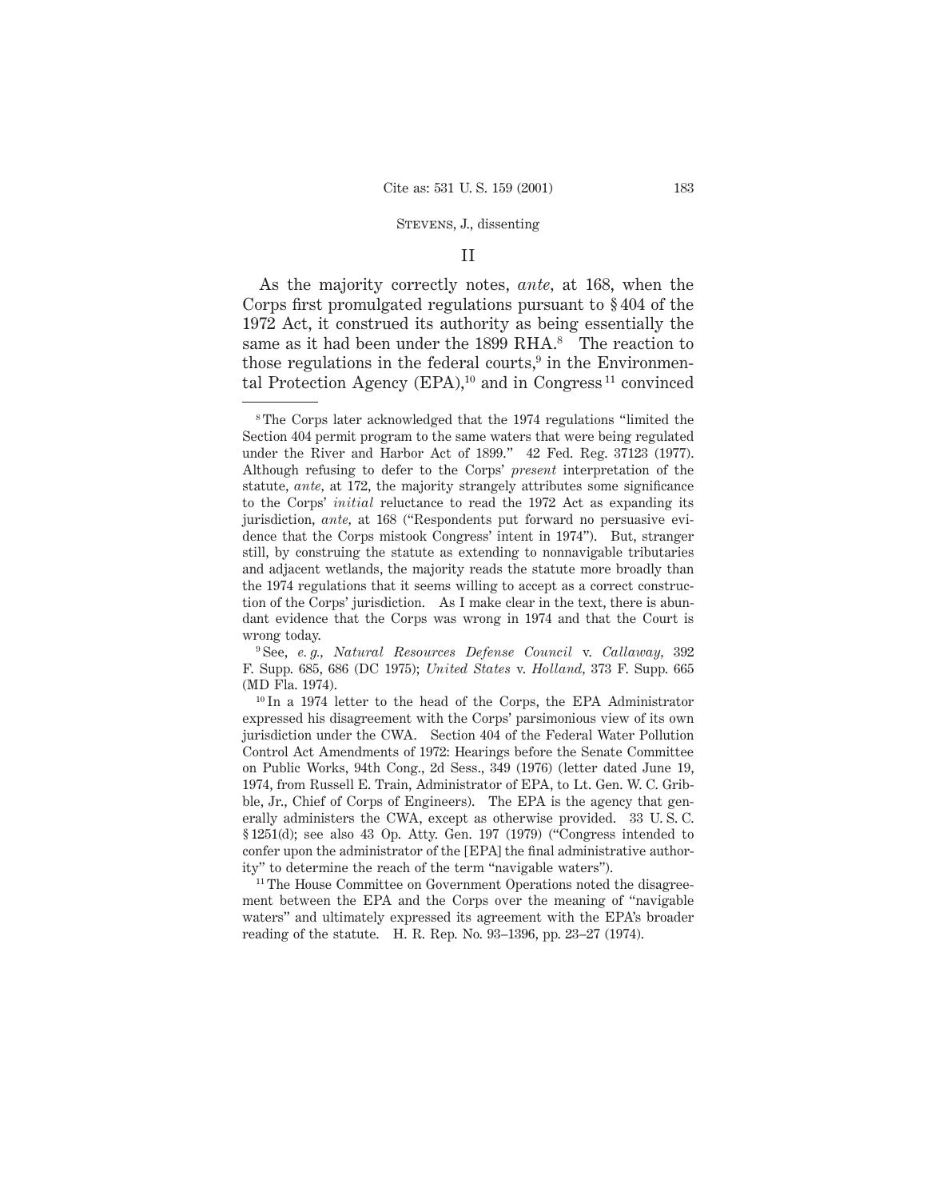## II

As the majority correctly notes, *ante,* at 168, when the Corps first promulgated regulations pursuant to § 404 of the 1972 Act, it construed its authority as being essentially the same as it had been under the 1899 RHA.[8] The reaction to those regulations in the federal courts,[9] in the Environmental Protection Agency (EPA),[10] and in Congress[11] convinced

---

[8] The Corps later acknowledged that the 1974 regulations "limited the Section 404 permit program to the same waters that were being regulated under the River and Harbor Act of 1899." 42 Fed. Reg. 37123 (1977). Although refusing to defer to the Corps' *present* interpretation of the statute, *ante,* at 172, the majority strangely attributes some significance to the Corps' *initial* reluctance to read the 1972 Act as expanding its jurisdiction, *ante,* at 168 ("Respondents put forward no persuasive evidence that the Corps mistook Congress' intent in 1974"). But, stranger still, by construing the statute as extending to nonnavigable tributaries and adjacent wetlands, the majority reads the statute more broadly than the 1974 regulations that it seems willing to accept as a correct construction of the Corps' jurisdiction. As I make clear in the text, there is abundant evidence that the Corps was wrong in 1974 and that the Court is wrong today.

[9] See, *e. g., Natural Resources Defense Council* v. *Callaway,* 392 F. Supp. 685, 686 (DC 1975); *United States* v. *Holland,* 373 F. Supp. 665 (MD Fla. 1974).

[10] In a 1974 letter to the head of the Corps, the EPA Administrator expressed his disagreement with the Corps' parsimonious view of its own jurisdiction under the CWA. Section 404 of the Federal Water Pollution Control Act Amendments of 1972: Hearings before the Senate Committee on Public Works, 94th Cong., 2d Sess., 349 (1976) (letter dated June 19, 1974, from Russell E. Train, Administrator of EPA, to Lt. Gen. W. C. Gribble, Jr., Chief of Corps of Engineers). The EPA is the agency that generally administers the CWA, except as otherwise provided. 33 U. S. C. § 1251(d); see also 43 Op. Atty. Gen. 197 (1979) ("Congress intended to confer upon the administrator of the [EPA] the final administrative authority" to determine the reach of the term "navigable waters").

[11] The House Committee on Government Operations noted the disagreement between the EPA and the Corps over the meaning of "navigable waters" and ultimately expressed its agreement with the EPA's broader reading of the statute. H. R. Rep. No. 93–1396, pp. 23–27 (1974).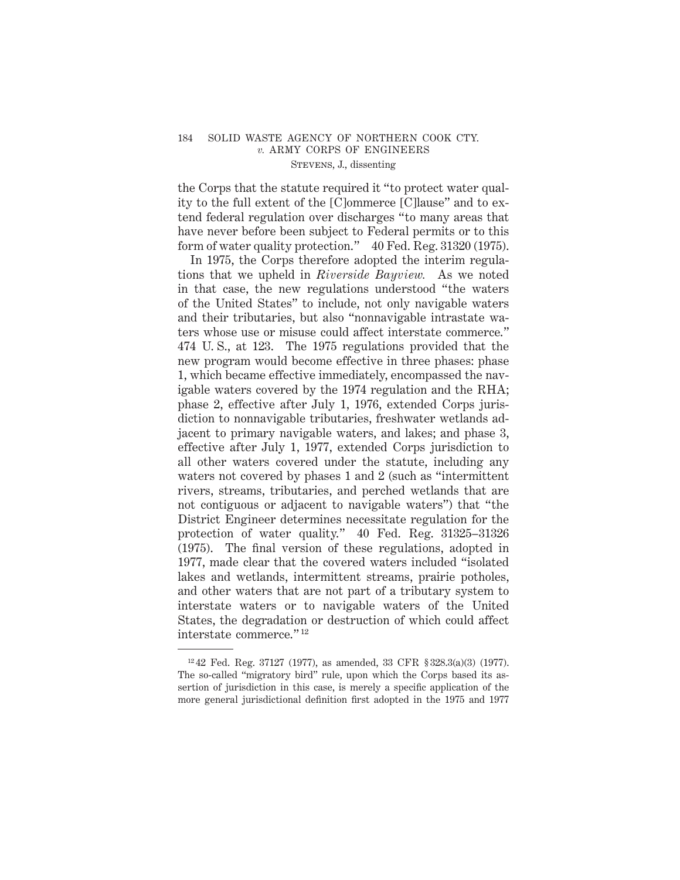the Corps that the statute required it "to protect water quality to the full extent of the [C]ommerce [C]lause" and to extend federal regulation over discharges "to many areas that have never before been subject to Federal permits or to this form of water quality protection." 40 Fed. Reg. 31320 (1975).

In 1975, the Corps therefore adopted the interim regulations that we upheld in *Riverside Bayview.* As we noted in that case, the new regulations understood "the waters of the United States" to include, not only navigable waters and their tributaries, but also "nonnavigable intrastate waters whose use or misuse could affect interstate commerce." 474 U. S., at 123. The 1975 regulations provided that the new program would become effective in three phases: phase 1, which became effective immediately, encompassed the navigable waters covered by the 1974 regulation and the RHA; phase 2, effective after July 1, 1976, extended Corps jurisdiction to nonnavigable tributaries, freshwater wetlands adjacent to primary navigable waters, and lakes; and phase 3, effective after July 1, 1977, extended Corps jurisdiction to all other waters covered under the statute, including any waters not covered by phases 1 and 2 (such as "intermittent rivers, streams, tributaries, and perched wetlands that are not contiguous or adjacent to navigable waters") that "the District Engineer determines necessitate regulation for the protection of water quality." 40 Fed. Reg. 31325–31326 (1975). The final version of these regulations, adopted in 1977, made clear that the covered waters included "isolated lakes and wetlands, intermittent streams, prairie potholes, and other waters that are not part of a tributary system to interstate waters or to navigable waters of the United States, the degradation or destruction of which could affect interstate commerce." [12]

---

[12] 42 Fed. Reg. 37127 (1977), as amended, 33 CFR § 328.3(a)(3) (1977). The so-called "migratory bird" rule, upon which the Corps based its assertion of jurisdiction in this case, is merely a specific application of the more general jurisdictional definition first adopted in the 1975 and 1977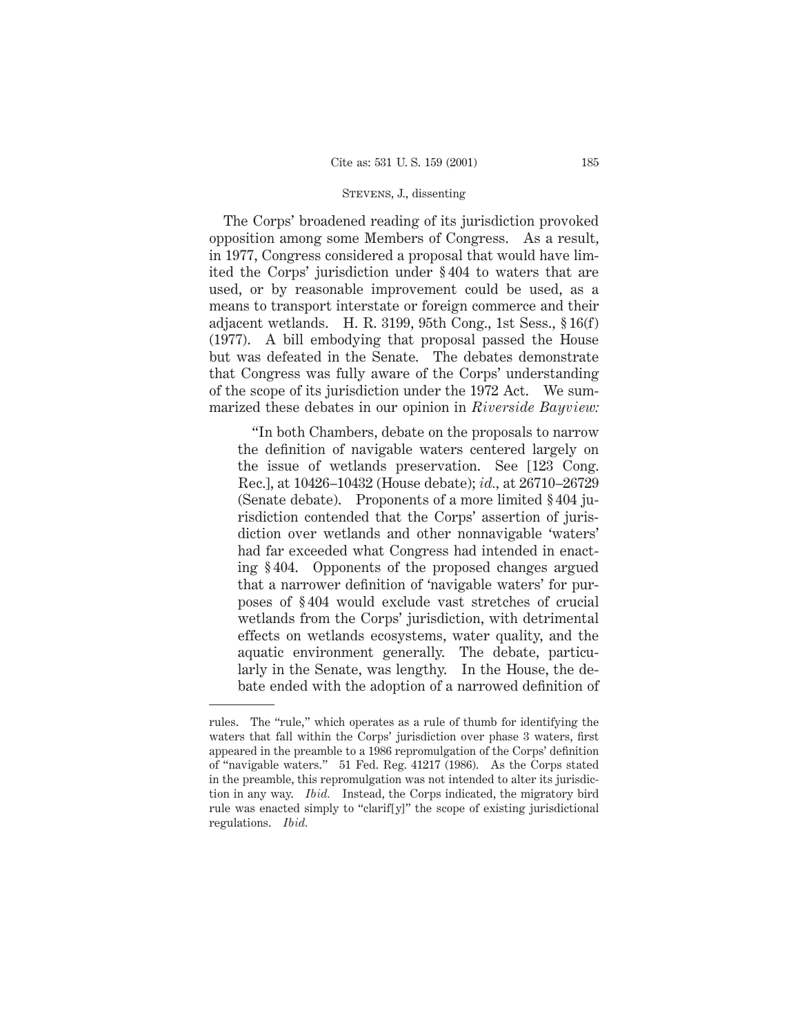The Corps' broadened reading of its jurisdiction provoked opposition among some Members of Congress. As a result, in 1977, Congress considered a proposal that would have limited the Corps' jurisdiction under § 404 to waters that are used, or by reasonable improvement could be used, as a means to transport interstate or foreign commerce and their adjacent wetlands. H. R. 3199, 95th Cong., 1st Sess., § 16(f) (1977). A bill embodying that proposal passed the House but was defeated in the Senate. The debates demonstrate that Congress was fully aware of the Corps' understanding of the scope of its jurisdiction under the 1972 Act. We summarized these debates in our opinion in *Riverside Bayview:*

> "In both Chambers, debate on the proposals to narrow the definition of navigable waters centered largely on the issue of wetlands preservation. See [123 Cong. Rec.], at 10426–10432 (House debate); *id.*, at 26710–26729 (Senate debate). Proponents of a more limited § 404 jurisdiction contended that the Corps' assertion of jurisdiction over wetlands and other nonnavigable 'waters' had far exceeded what Congress had intended in enacting § 404. Opponents of the proposed changes argued that a narrower definition of 'navigable waters' for purposes of § 404 would exclude vast stretches of crucial wetlands from the Corps' jurisdiction, with detrimental effects on wetlands ecosystems, water quality, and the aquatic environment generally. The debate, particularly in the Senate, was lengthy. In the House, the debate ended with the adoption of a narrowed definition of

---

rules. The "rule," which operates as a rule of thumb for identifying the waters that fall within the Corps' jurisdiction over phase 3 waters, first appeared in the preamble to a 1986 repromulgation of the Corps' definition of "navigable waters." 51 Fed. Reg. 41217 (1986). As the Corps stated in the preamble, this repromulgation was not intended to alter its jurisdiction in any way. *Ibid.* Instead, the Corps indicated, the migratory bird rule was enacted simply to "clarif[y]" the scope of existing jurisdictional regulations. *Ibid.*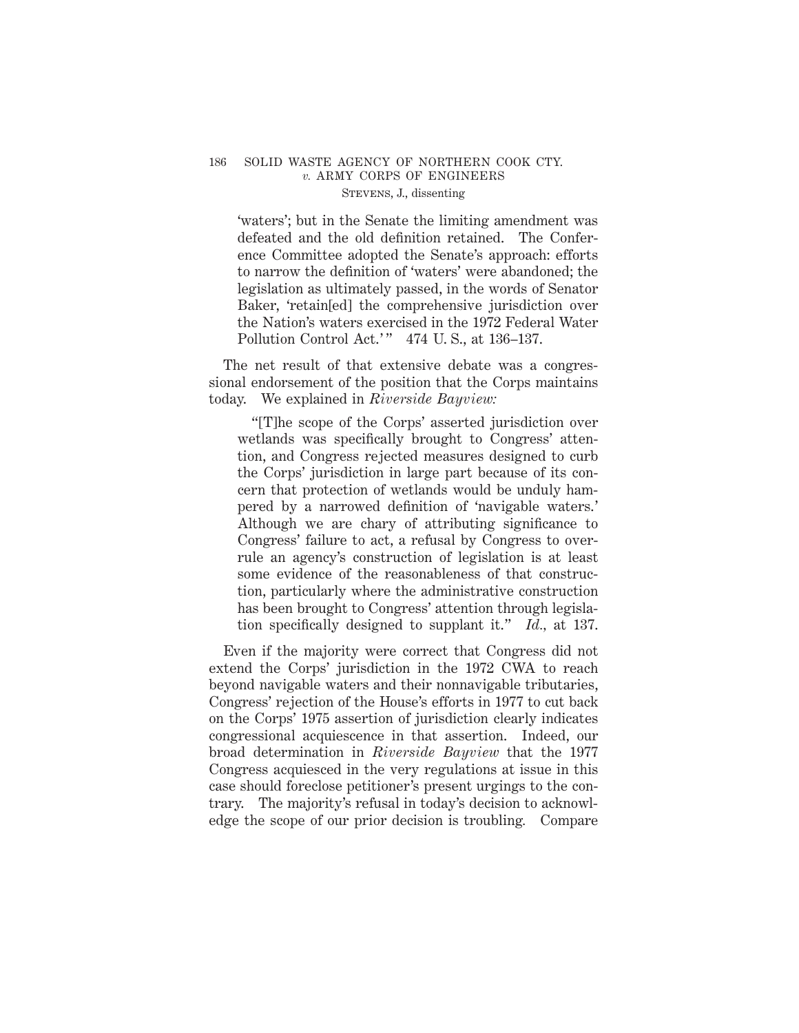> 'waters'; but in the Senate the limiting amendment was defeated and the old definition retained. The Conference Committee adopted the Senate's approach: efforts to narrow the definition of 'waters' were abandoned; the legislation as ultimately passed, in the words of Senator Baker, 'retain[ed] the comprehensive jurisdiction over the Nation's waters exercised in the 1972 Federal Water Pollution Control Act.'" 474 U. S., at 136–137.

The net result of that extensive debate was a congressional endorsement of the position that the Corps maintains today. We explained in *Riverside Bayview:*

> "[T]he scope of the Corps' asserted jurisdiction over wetlands was specifically brought to Congress' attention, and Congress rejected measures designed to curb the Corps' jurisdiction in large part because of its concern that protection of wetlands would be unduly hampered by a narrowed definition of 'navigable waters.' Although we are chary of attributing significance to Congress' failure to act, a refusal by Congress to overrule an agency's construction of legislation is at least some evidence of the reasonableness of that construction, particularly where the administrative construction has been brought to Congress' attention through legislation specifically designed to supplant it." *Id.,* at 137.

Even if the majority were correct that Congress did not extend the Corps' jurisdiction in the 1972 CWA to reach beyond navigable waters and their nonnavigable tributaries, Congress' rejection of the House's efforts in 1977 to cut back on the Corps' 1975 assertion of jurisdiction clearly indicates congressional acquiescence in that assertion. Indeed, our broad determination in *Riverside Bayview* that the 1977 Congress acquiesced in the very regulations at issue in this case should foreclose petitioner's present urgings to the contrary. The majority's refusal in today's decision to acknowledge the scope of our prior decision is troubling. Compare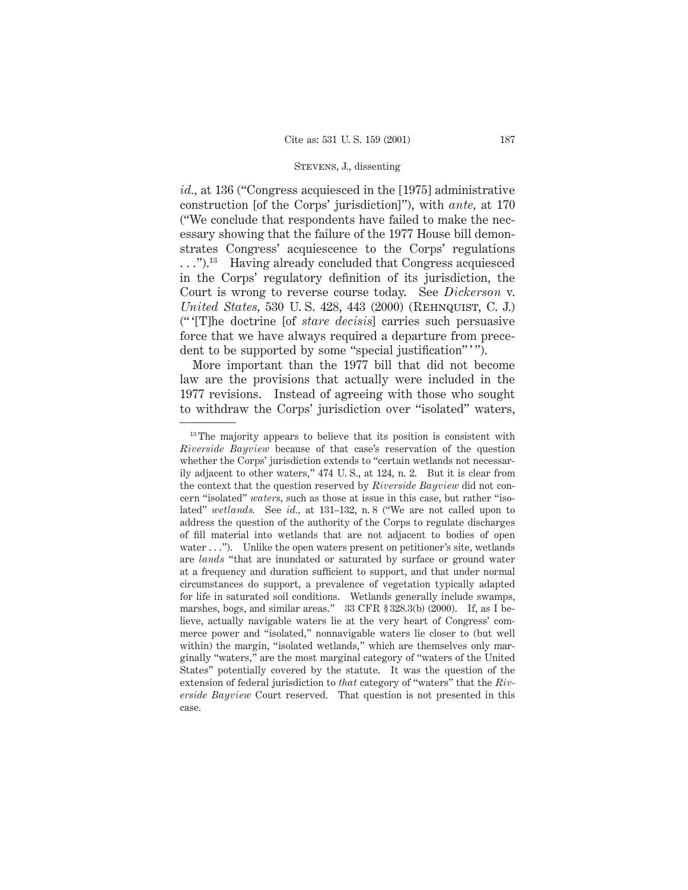*id.*, at 136 ("Congress acquiesced in the [1975] administrative construction [of the Corps' jurisdiction]"), with *ante*, at 170 ("We conclude that respondents have failed to make the necessary showing that the failure of the 1977 House bill demonstrates Congress' acquiescence to the Corps' regulations . . .").[13] Having already concluded that Congress acquiesced in the Corps' regulatory definition of its jurisdiction, the Court is wrong to reverse course today. See *Dickerson* v. *United States*, 530 U. S. 428, 443 (2000) (REHNQUIST, C. J.) ("'[T]he doctrine [of *stare decisis*] carries such persuasive force that we have always required a departure from precedent to be supported by some "special justification"'").

More important than the 1977 bill that did not become law are the provisions that actually were included in the 1977 revisions. Instead of agreeing with those who sought to withdraw the Corps' jurisdiction over "isolated" waters,

---

[13] The majority appears to believe that its position is consistent with *Riverside Bayview* because of that case's reservation of the question whether the Corps' jurisdiction extends to "certain wetlands not necessarily adjacent to other waters," 474 U. S., at 124, n. 2. But it is clear from the context that the question reserved by *Riverside Bayview* did not concern "isolated" *waters*, such as those at issue in this case, but rather "isolated" *wetlands.* See *id.*, at 131–132, n. 8 ("We are not called upon to address the question of the authority of the Corps to regulate discharges of fill material into wetlands that are not adjacent to bodies of open water . . ."). Unlike the open waters present on petitioner's site, wetlands are *lands* "that are inundated or saturated by surface or ground water at a frequency and duration sufficient to support, and that under normal circumstances do support, a prevalence of vegetation typically adapted for life in saturated soil conditions. Wetlands generally include swamps, marshes, bogs, and similar areas." 33 CFR § 328.3(b) (2000). If, as I believe, actually navigable waters lie at the very heart of Congress' commerce power and "isolated," nonnavigable waters lie closer to (but well within) the margin, "isolated wetlands," which are themselves only marginally "waters," are the most marginal category of "waters of the United States" potentially covered by the statute. It was the question of the extension of federal jurisdiction to *that* category of "waters" that the *Riverside Bayview* Court reserved. That question is not presented in this case.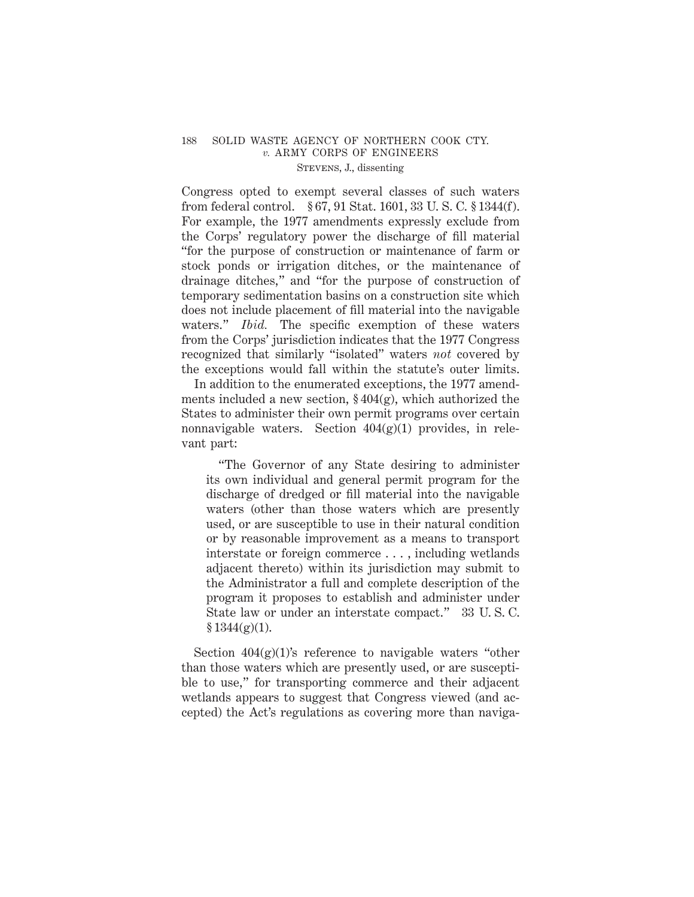Congress opted to exempt several classes of such waters from federal control. § 67, 91 Stat. 1601, 33 U. S. C. § 1344(f). For example, the 1977 amendments expressly exclude from the Corps' regulatory power the discharge of fill material "for the purpose of construction or maintenance of farm or stock ponds or irrigation ditches, or the maintenance of drainage ditches," and "for the purpose of construction of temporary sedimentation basins on a construction site which does not include placement of fill material into the navigable waters." *Ibid.* The specific exemption of these waters from the Corps' jurisdiction indicates that the 1977 Congress recognized that similarly "isolated" waters *not* covered by the exceptions would fall within the statute's outer limits.

In addition to the enumerated exceptions, the 1977 amendments included a new section, § 404(g), which authorized the States to administer their own permit programs over certain nonnavigable waters. Section 404(g)(1) provides, in relevant part:

> "The Governor of any State desiring to administer its own individual and general permit program for the discharge of dredged or fill material into the navigable waters (other than those waters which are presently used, or are susceptible to use in their natural condition or by reasonable improvement as a means to transport interstate or foreign commerce . . . , including wetlands adjacent thereto) within its jurisdiction may submit to the Administrator a full and complete description of the program it proposes to establish and administer under State law or under an interstate compact." 33 U. S. C. § 1344(g)(1).

Section 404(g)(1)'s reference to navigable waters "other than those waters which are presently used, or are susceptible to use," for transporting commerce and their adjacent wetlands appears to suggest that Congress viewed (and accepted) the Act's regulations as covering more than naviga-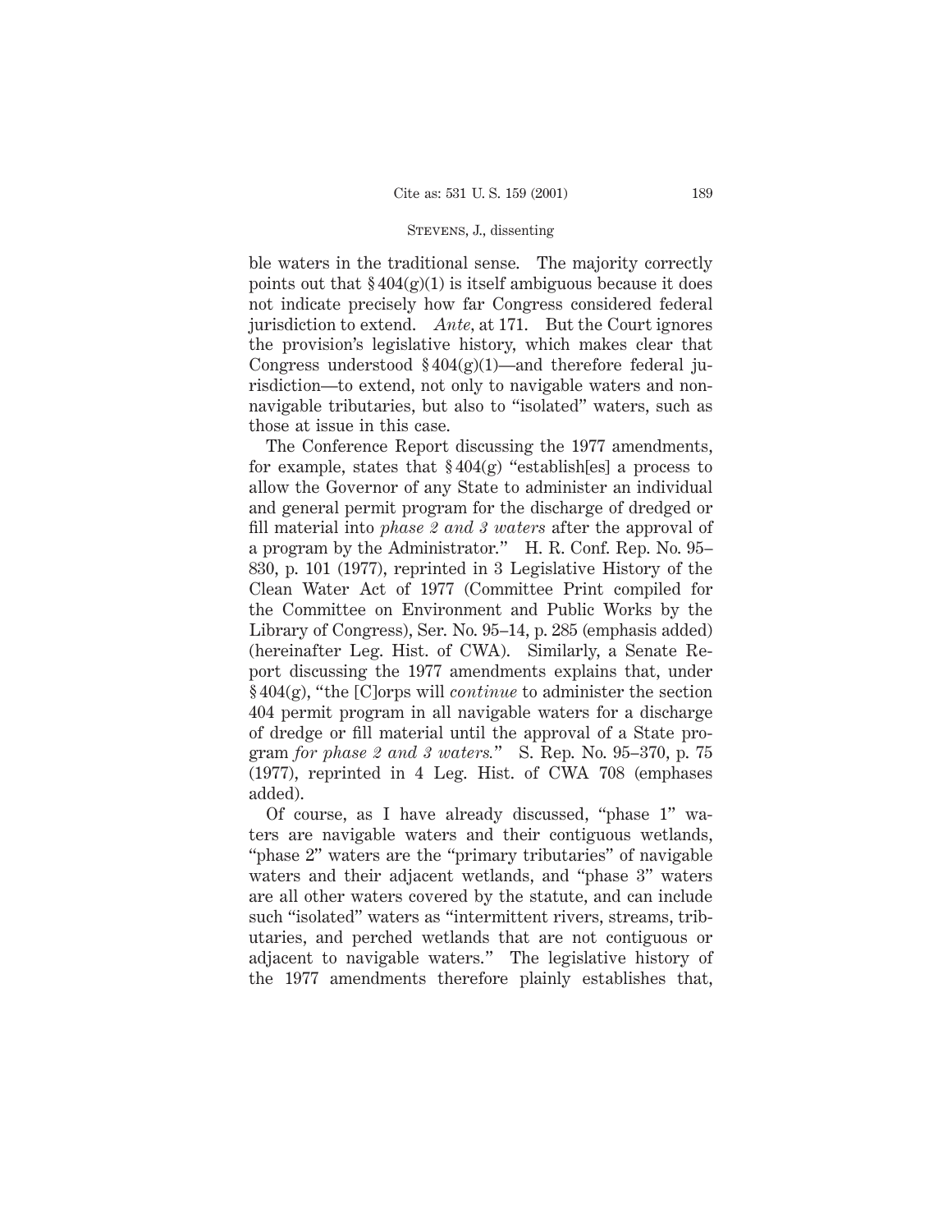ble waters in the traditional sense. The majority correctly points out that § 404(g)(1) is itself ambiguous because it does not indicate precisely how far Congress considered federal jurisdiction to extend. *Ante,* at 171. But the Court ignores the provision's legislative history, which makes clear that Congress understood § 404(g)(1)—and therefore federal jurisdiction—to extend, not only to navigable waters and nonnavigable tributaries, but also to "isolated" waters, such as those at issue in this case.

The Conference Report discussing the 1977 amendments, for example, states that § 404(g) "establish[es] a process to allow the Governor of any State to administer an individual and general permit program for the discharge of dredged or fill material into *phase 2 and 3 waters* after the approval of a program by the Administrator." H. R. Conf. Rep. No. 95–830, p. 101 (1977), reprinted in 3 Legislative History of the Clean Water Act of 1977 (Committee Print compiled for the Committee on Environment and Public Works by the Library of Congress), Ser. No. 95–14, p. 285 (emphasis added) (hereinafter Leg. Hist. of CWA). Similarly, a Senate Report discussing the 1977 amendments explains that, under § 404(g), "the [C]orps will *continue* to administer the section 404 permit program in all navigable waters for a discharge of dredge or fill material until the approval of a State program *for phase 2 and 3 waters.*" S. Rep. No. 95–370, p. 75 (1977), reprinted in 4 Leg. Hist. of CWA 708 (emphases added).

Of course, as I have already discussed, "phase 1" waters are navigable waters and their contiguous wetlands, "phase 2" waters are the "primary tributaries" of navigable waters and their adjacent wetlands, and "phase 3" waters are all other waters covered by the statute, and can include such "isolated" waters as "intermittent rivers, streams, tributaries, and perched wetlands that are not contiguous or adjacent to navigable waters." The legislative history of the 1977 amendments therefore plainly establishes that,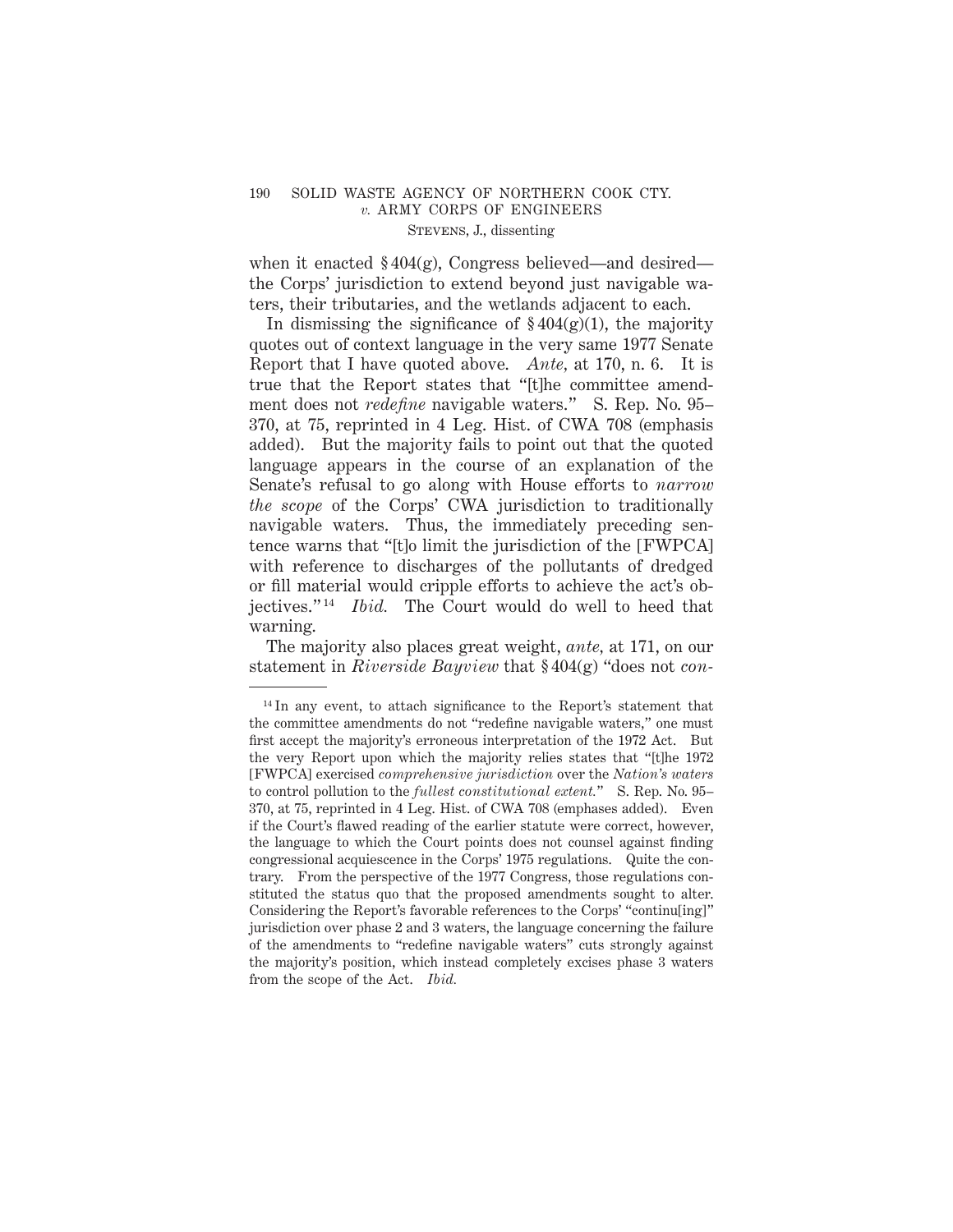when it enacted § 404(g), Congress believed—and desired—the Corps' jurisdiction to extend beyond just navigable waters, their tributaries, and the wetlands adjacent to each.

In dismissing the significance of § 404(g)(1), the majority quotes out of context language in the very same 1977 Senate Report that I have quoted above. *Ante*, at 170, n. 6. It is true that the Report states that "[t]he committee amendment does not *redefine* navigable waters." S. Rep. No. 95–370, at 75, reprinted in 4 Leg. Hist. of CWA 708 (emphasis added). But the majority fails to point out that the quoted language appears in the course of an explanation of the Senate's refusal to go along with House efforts to *narrow the scope* of the Corps' CWA jurisdiction to traditionally navigable waters. Thus, the immediately preceding sentence warns that "[t]o limit the jurisdiction of the [FWPCA] with reference to discharges of the pollutants of dredged or fill material would cripple efforts to achieve the act's objectives."[14] *Ibid.* The Court would do well to heed that warning.

The majority also places great weight, *ante*, at 171, on our statement in *Riverside Bayview* that § 404(g) "does not *con-*

---

[14] In any event, to attach significance to the Report's statement that the committee amendments do not "redefine navigable waters," one must first accept the majority's erroneous interpretation of the 1972 Act. But the very Report upon which the majority relies states that "[t]he 1972 [FWPCA] exercised *comprehensive jurisdiction* over the *Nation's waters* to control pollution to the *fullest constitutional extent.*" S. Rep. No. 95–370, at 75, reprinted in 4 Leg. Hist. of CWA 708 (emphases added). Even if the Court's flawed reading of the earlier statute were correct, however, the language to which the Court points does not counsel against finding congressional acquiescence in the Corps' 1975 regulations. Quite the contrary. From the perspective of the 1977 Congress, those regulations constituted the status quo that the proposed amendments sought to alter. Considering the Report's favorable references to the Corps' "continu[ing]" jurisdiction over phase 2 and 3 waters, the language concerning the failure of the amendments to "redefine navigable waters" cuts strongly against the majority's position, which instead completely excises phase 3 waters from the scope of the Act. *Ibid.*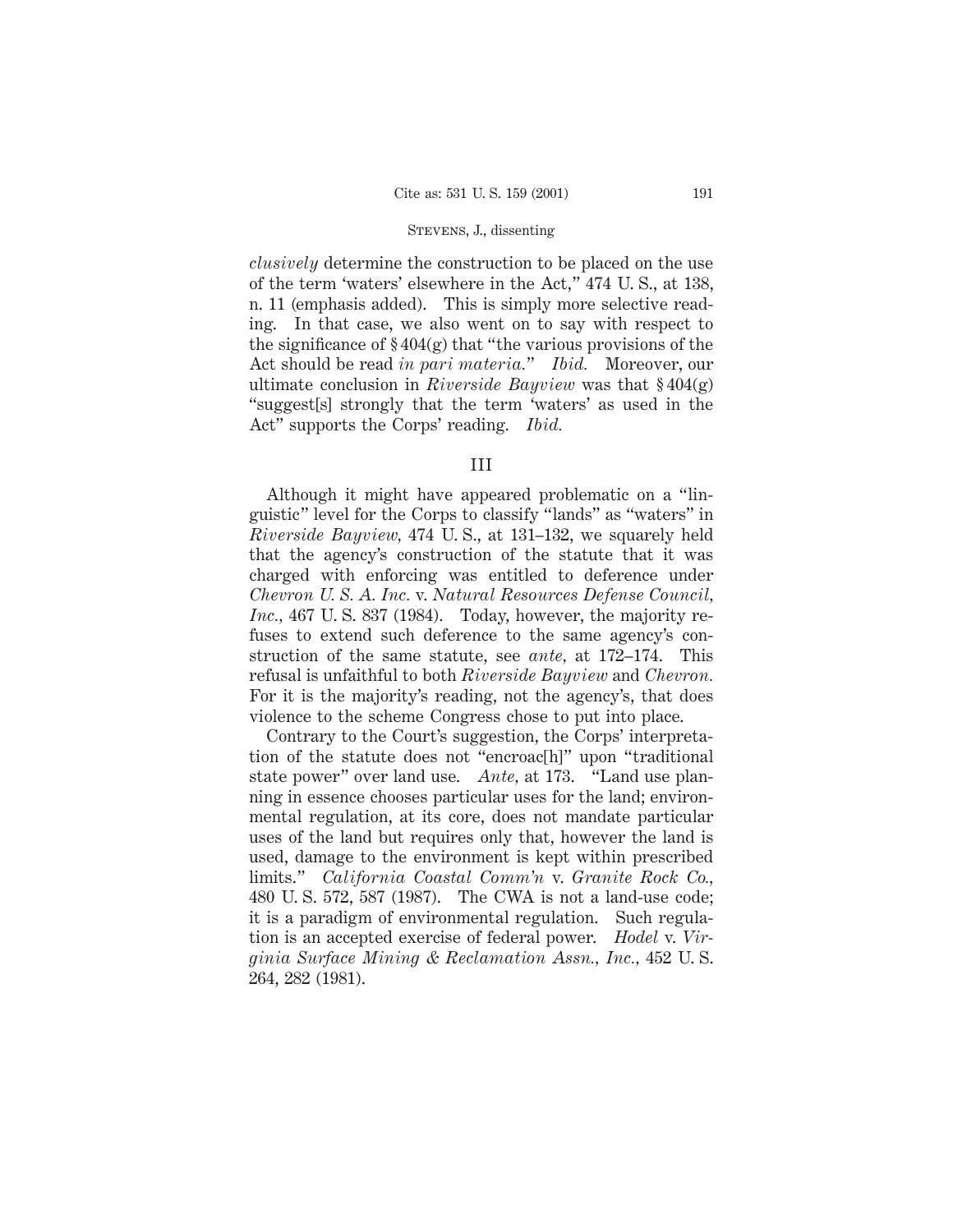*clusively* determine the construction to be placed on the use of the term 'waters' elsewhere in the Act," 474 U. S., at 138, n. 11 (emphasis added). This is simply more selective reading. In that case, we also went on to say with respect to the significance of § 404(g) that "the various provisions of the Act should be read *in pari materia.*" *Ibid.* Moreover, our ultimate conclusion in *Riverside Bayview* was that § 404(g) "suggest[s] strongly that the term 'waters' as used in the Act" supports the Corps' reading. *Ibid.*

## III

Although it might have appeared problematic on a "linguistic" level for the Corps to classify "lands" as "waters" in *Riverside Bayview,* 474 U. S., at 131–132, we squarely held that the agency's construction of the statute that it was charged with enforcing was entitled to deference under *Chevron U. S. A. Inc.* v. *Natural Resources Defense Council, Inc.,* 467 U. S. 837 (1984). Today, however, the majority refuses to extend such deference to the same agency's construction of the same statute, see *ante,* at 172–174. This refusal is unfaithful to both *Riverside Bayview* and *Chevron.* For it is the majority's reading, not the agency's, that does violence to the scheme Congress chose to put into place.

Contrary to the Court's suggestion, the Corps' interpretation of the statute does not "encroac[h]" upon "traditional state power" over land use. *Ante,* at 173. "Land use planning in essence chooses particular uses for the land; environmental regulation, at its core, does not mandate particular uses of the land but requires only that, however the land is used, damage to the environment is kept within prescribed limits." *California Coastal Comm'n* v. *Granite Rock Co.,* 480 U. S. 572, 587 (1987). The CWA is not a land-use code; it is a paradigm of environmental regulation. Such regulation is an accepted exercise of federal power. *Hodel* v. *Virginia Surface Mining & Reclamation Assn., Inc.,* 452 U. S. 264, 282 (1981).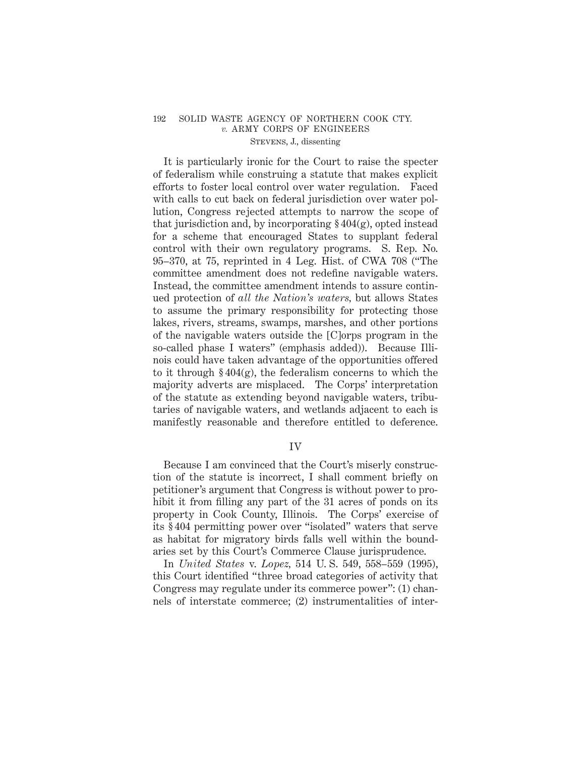It is particularly ironic for the Court to raise the specter of federalism while construing a statute that makes explicit efforts to foster local control over water regulation. Faced with calls to cut back on federal jurisdiction over water pollution, Congress rejected attempts to narrow the scope of that jurisdiction and, by incorporating § 404(g), opted instead for a scheme that encouraged States to supplant federal control with their own regulatory programs. S. Rep. No. 95–370, at 75, reprinted in 4 Leg. Hist. of CWA 708 ("The committee amendment does not redefine navigable waters. Instead, the committee amendment intends to assure continued protection of *all the Nation's waters,* but allows States to assume the primary responsibility for protecting those lakes, rivers, streams, swamps, marshes, and other portions of the navigable waters outside the [C]orps program in the so-called phase I waters" (emphasis added)). Because Illinois could have taken advantage of the opportunities offered to it through § 404(g), the federalism concerns to which the majority adverts are misplaced. The Corps' interpretation of the statute as extending beyond navigable waters, tributaries of navigable waters, and wetlands adjacent to each is manifestly reasonable and therefore entitled to deference.

## IV

Because I am convinced that the Court's miserly construction of the statute is incorrect, I shall comment briefly on petitioner's argument that Congress is without power to prohibit it from filling any part of the 31 acres of ponds on its property in Cook County, Illinois. The Corps' exercise of its § 404 permitting power over "isolated" waters that serve as habitat for migratory birds falls well within the boundaries set by this Court's Commerce Clause jurisprudence.

In *United States* v. *Lopez,* 514 U. S. 549, 558–559 (1995), this Court identified "three broad categories of activity that Congress may regulate under its commerce power": (1) channels of interstate commerce; (2) instrumentalities of inter-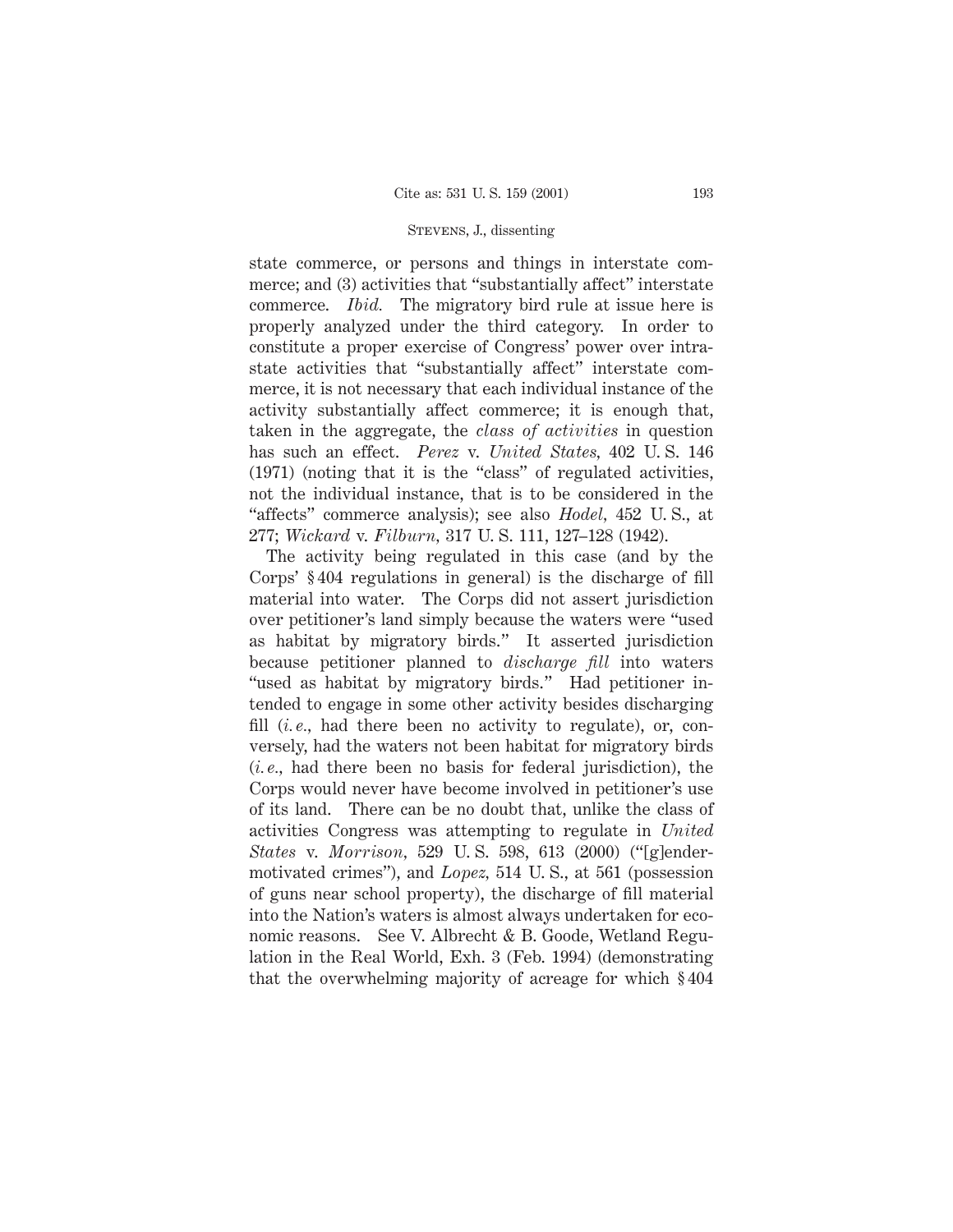state commerce, or persons and things in interstate commerce; and (3) activities that "substantially affect" interstate commerce. *Ibid.* The migratory bird rule at issue here is properly analyzed under the third category. In order to constitute a proper exercise of Congress' power over intrastate activities that "substantially affect" interstate commerce, it is not necessary that each individual instance of the activity substantially affect commerce; it is enough that, taken in the aggregate, the *class of activities* in question has such an effect. *Perez* v. *United States,* 402 U. S. 146 (1971) (noting that it is the "class" of regulated activities, not the individual instance, that is to be considered in the "affects" commerce analysis); see also *Hodel,* 452 U. S., at 277; *Wickard* v. *Filburn,* 317 U. S. 111, 127–128 (1942).

The activity being regulated in this case (and by the Corps' § 404 regulations in general) is the discharge of fill material into water. The Corps did not assert jurisdiction over petitioner's land simply because the waters were "used as habitat by migratory birds." It asserted jurisdiction because petitioner planned to *discharge fill* into waters "used as habitat by migratory birds." Had petitioner intended to engage in some other activity besides discharging fill (*i. e.,* had there been no activity to regulate), or, conversely, had the waters not been habitat for migratory birds (*i. e.,* had there been no basis for federal jurisdiction), the Corps would never have become involved in petitioner's use of its land. There can be no doubt that, unlike the class of activities Congress was attempting to regulate in *United States* v. *Morrison,* 529 U. S. 598, 613 (2000) ("[g]ender-motivated crimes"), and *Lopez,* 514 U. S., at 561 (possession of guns near school property), the discharge of fill material into the Nation's waters is almost always undertaken for economic reasons. See V. Albrecht & B. Goode, Wetland Regulation in the Real World, Exh. 3 (Feb. 1994) (demonstrating that the overwhelming majority of acreage for which § 404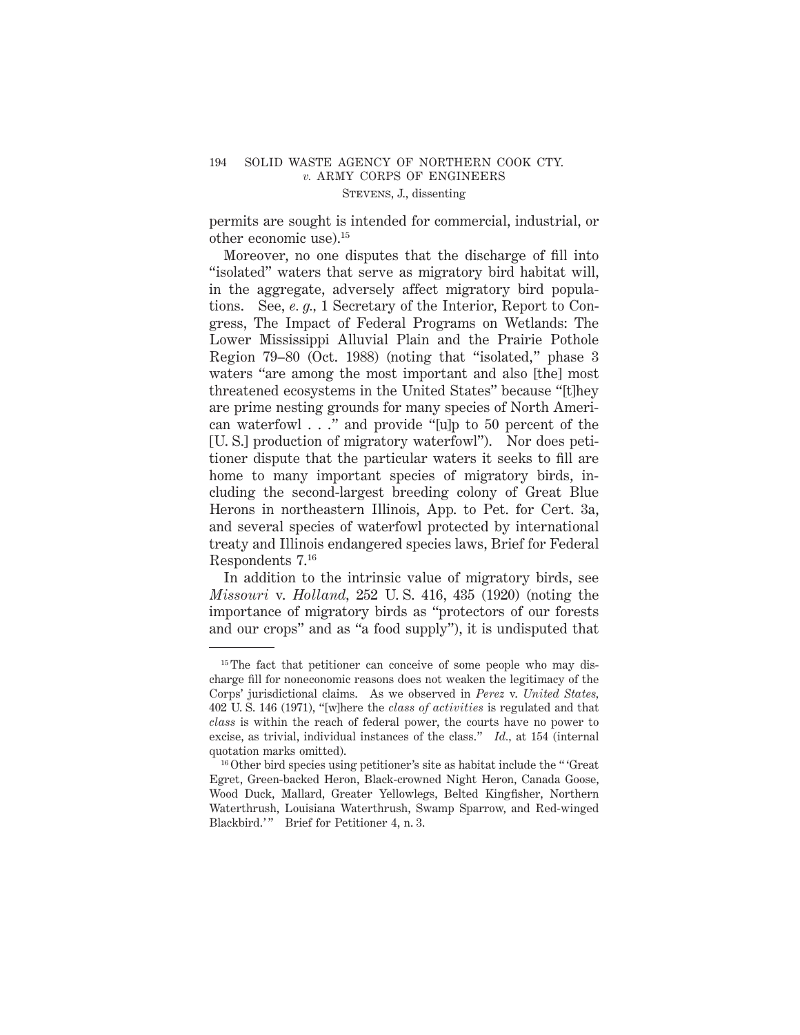permits are sought is intended for commercial, industrial, or other economic use).[15]

Moreover, no one disputes that the discharge of fill into "isolated" waters that serve as migratory bird habitat will, in the aggregate, adversely affect migratory bird populations. See, *e. g.*, 1 Secretary of the Interior, Report to Congress, The Impact of Federal Programs on Wetlands: The Lower Mississippi Alluvial Plain and the Prairie Pothole Region 79–80 (Oct. 1988) (noting that "isolated," phase 3 waters "are among the most important and also [the] most threatened ecosystems in the United States" because "[t]hey are prime nesting grounds for many species of North American waterfowl . . ." and provide "[u]p to 50 percent of the [U. S.] production of migratory waterfowl"). Nor does petitioner dispute that the particular waters it seeks to fill are home to many important species of migratory birds, including the second-largest breeding colony of Great Blue Herons in northeastern Illinois, App. to Pet. for Cert. 3a, and several species of waterfowl protected by international treaty and Illinois endangered species laws, Brief for Federal Respondents 7.[16]

In addition to the intrinsic value of migratory birds, see *Missouri* v. *Holland*, 252 U. S. 416, 435 (1920) (noting the importance of migratory birds as "protectors of our forests and our crops" and as "a food supply"), it is undisputed that

---

[15] The fact that petitioner can conceive of some people who may discharge fill for noneconomic reasons does not weaken the legitimacy of the Corps' jurisdictional claims. As we observed in *Perez* v. *United States*, 402 U. S. 146 (1971), "[w]here the *class of activities* is regulated and that *class* is within the reach of federal power, the courts have no power to excise, as trivial, individual instances of the class." *Id.*, at 154 (internal quotation marks omitted).

[16] Other bird species using petitioner's site as habitat include the "'Great Egret, Green-backed Heron, Black-crowned Night Heron, Canada Goose, Wood Duck, Mallard, Greater Yellowlegs, Belted Kingfisher, Northern Waterthrush, Louisiana Waterthrush, Swamp Sparrow, and Red-winged Blackbird.'" Brief for Petitioner 4, n. 3.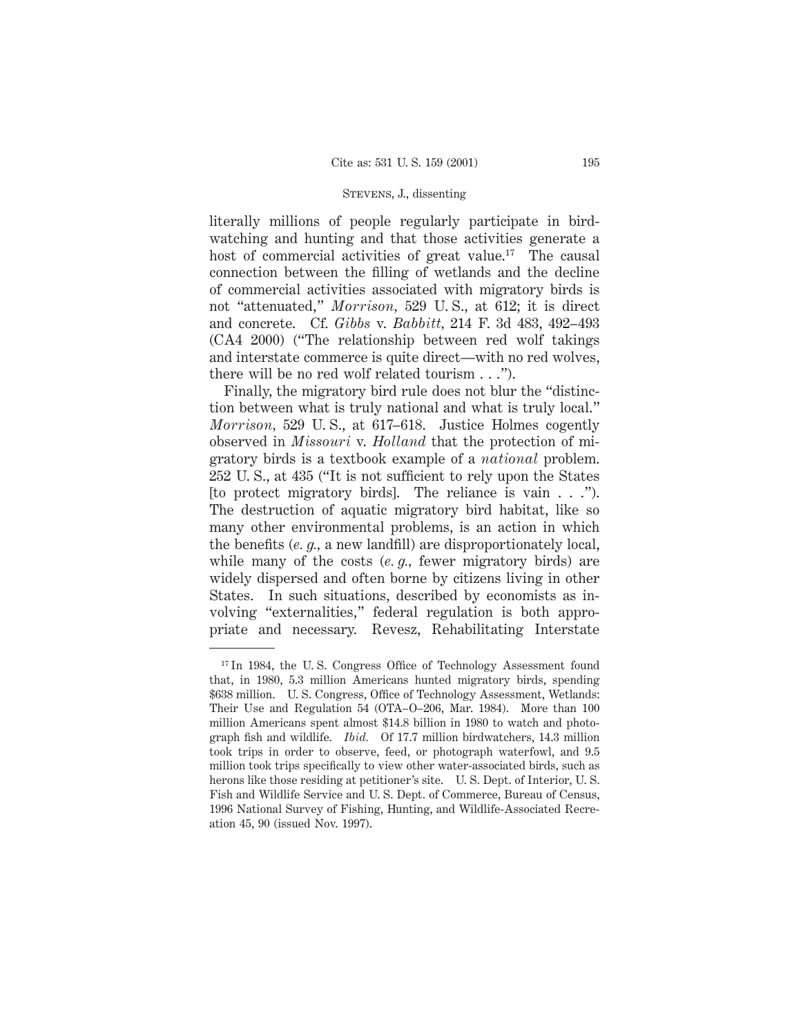literally millions of people regularly participate in birdwatching and hunting and that those activities generate a host of commercial activities of great value.[17] The causal connection between the filling of wetlands and the decline of commercial activities associated with migratory birds is not "attenuated," *Morrison*, 529 U. S., at 612; it is direct and concrete. Cf. *Gibbs* v. *Babbitt*, 214 F. 3d 483, 492–493 (CA4 2000) ("The relationship between red wolf takings and interstate commerce is quite direct—with no red wolves, there will be no red wolf related tourism . . .").

Finally, the migratory bird rule does not blur the "distinction between what is truly national and what is truly local." *Morrison*, 529 U. S., at 617–618. Justice Holmes cogently observed in *Missouri* v. *Holland* that the protection of migratory birds is a textbook example of a *national* problem. 252 U. S., at 435 ("It is not sufficient to rely upon the States [to protect migratory birds]. The reliance is vain . . ."). The destruction of aquatic migratory bird habitat, like so many other environmental problems, is an action in which the benefits (*e. g.*, a new landfill) are disproportionately local, while many of the costs (*e. g.*, fewer migratory birds) are widely dispersed and often borne by citizens living in other States. In such situations, described by economists as involving "externalities," federal regulation is both appropriate and necessary. Revesz, Rehabilitating Interstate

---

[17] In 1984, the U. S. Congress Office of Technology Assessment found that, in 1980, 5.3 million Americans hunted migratory birds, spending $638 million. U. S. Congress, Office of Technology Assessment, Wetlands: Their Use and Regulation 54 (OTA–O–206, Mar. 1984). More than 100 million Americans spent almost $14.8 billion in 1980 to watch and photograph fish and wildlife. *Ibid.* Of 17.7 million birdwatchers, 14.3 million took trips in order to observe, feed, or photograph waterfowl, and 9.5 million took trips specifically to view other water-associated birds, such as herons like those residing at petitioner's site. U. S. Dept. of Interior, U. S. Fish and Wildlife Service and U. S. Dept. of Commerce, Bureau of Census, 1996 National Survey of Fishing, Hunting, and Wildlife-Associated Recreation 45, 90 (issued Nov. 1997).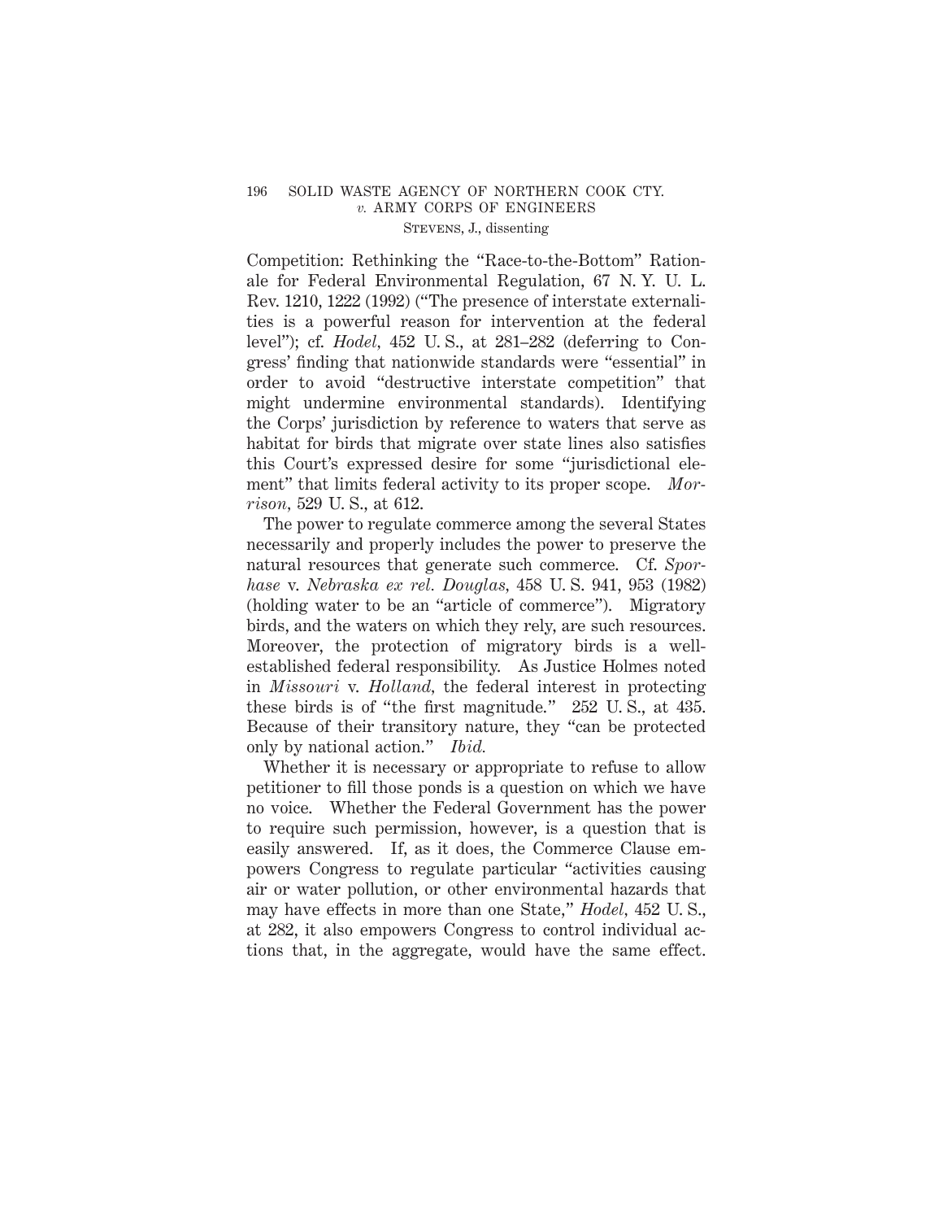Competition: Rethinking the "Race-to-the-Bottom" Rationale for Federal Environmental Regulation, 67 N. Y. U. L. Rev. 1210, 1222 (1992) ("The presence of interstate externalities is a powerful reason for intervention at the federal level"); cf. *Hodel*, 452 U. S., at 281–282 (deferring to Congress' finding that nationwide standards were "essential" in order to avoid "destructive interstate competition" that might undermine environmental standards). Identifying the Corps' jurisdiction by reference to waters that serve as habitat for birds that migrate over state lines also satisfies this Court's expressed desire for some "jurisdictional element" that limits federal activity to its proper scope. *Morrison*, 529 U. S., at 612.

The power to regulate commerce among the several States necessarily and properly includes the power to preserve the natural resources that generate such commerce. Cf. *Sporhase* v. *Nebraska ex rel. Douglas*, 458 U. S. 941, 953 (1982) (holding water to be an "article of commerce"). Migratory birds, and the waters on which they rely, are such resources. Moreover, the protection of migratory birds is a well-established federal responsibility. As Justice Holmes noted in *Missouri* v. *Holland*, the federal interest in protecting these birds is of "the first magnitude." 252 U. S., at 435. Because of their transitory nature, they "can be protected only by national action." *Ibid.*

Whether it is necessary or appropriate to refuse to allow petitioner to fill those ponds is a question on which we have no voice. Whether the Federal Government has the power to require such permission, however, is a question that is easily answered. If, as it does, the Commerce Clause empowers Congress to regulate particular "activities causing air or water pollution, or other environmental hazards that may have effects in more than one State," *Hodel*, 452 U. S., at 282, it also empowers Congress to control individual actions that, in the aggregate, would have the same effect.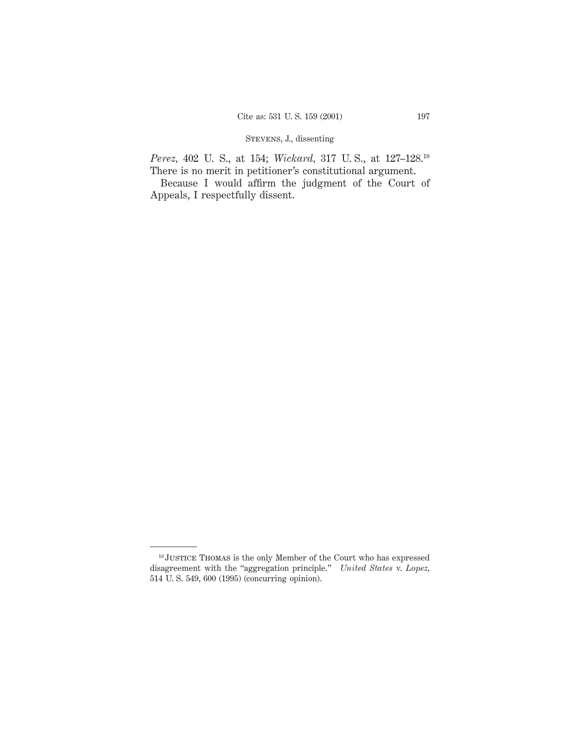*Perez*, 402 U. S., at 154; *Wickard*, 317 U. S., at 127–128.[18] There is no merit in petitioner's constitutional argument.

Because I would affirm the judgment of the Court of Appeals, I respectfully dissent.

---

[18] JUSTICE THOMAS is the only Member of the Court who has expressed disagreement with the "aggregation principle." *United States* v. *Lopez*, 514 U. S. 549, 600 (1995) (concurring opinion).